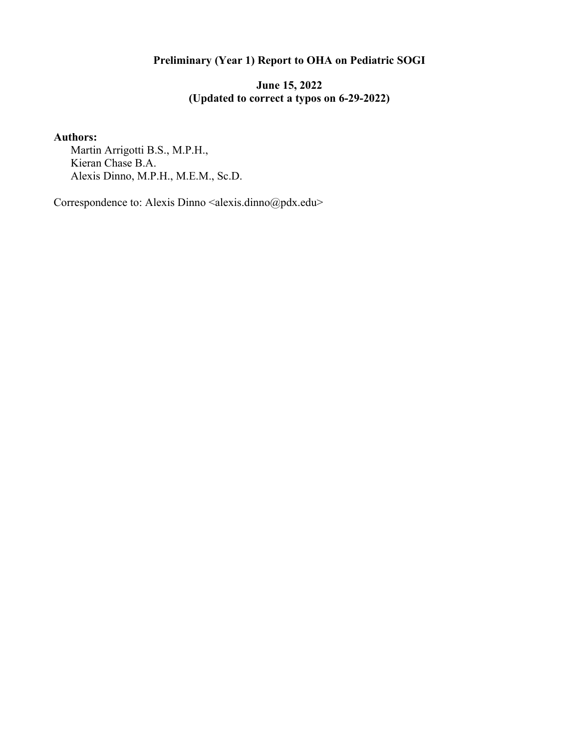# Preliminary (Year 1) Report to OHA on Pediatric SOGI

**June 15, 2022**
**(Updated to correct a typos on 6-29-2022)**

**Authors:**

Martin Arrigotti B.S., M.P.H.,
Kieran Chase B.A.
Alexis Dinno, M.P.H., M.E.M., Sc.D.

Correspondence to: Alexis Dinno <alexis.dinno@pdx.edu>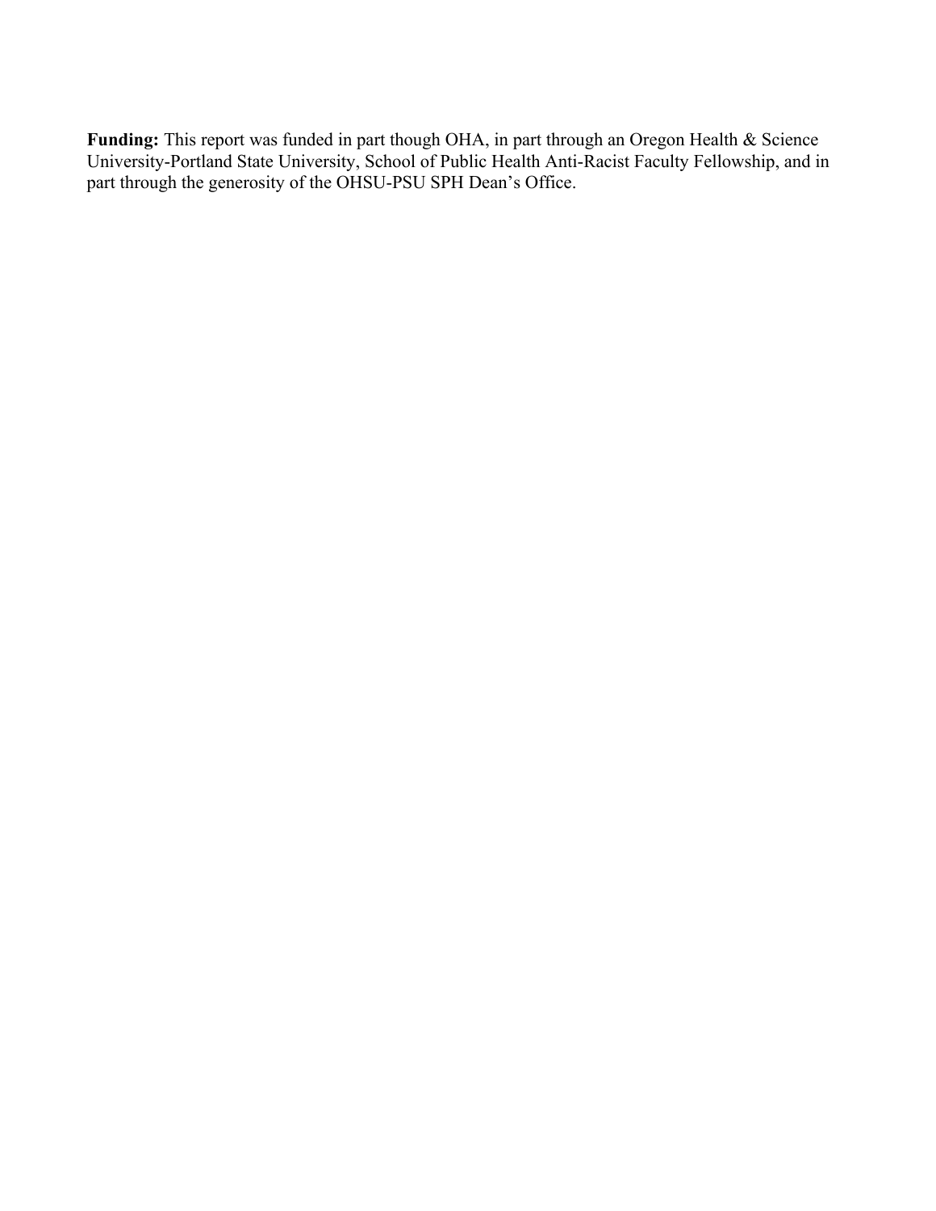**Funding:** This report was funded in part though OHA, in part through an Oregon Health & Science University-Portland State University, School of Public Health Anti-Racist Faculty Fellowship, and in part through the generosity of the OHSU-PSU SPH Dean's Office.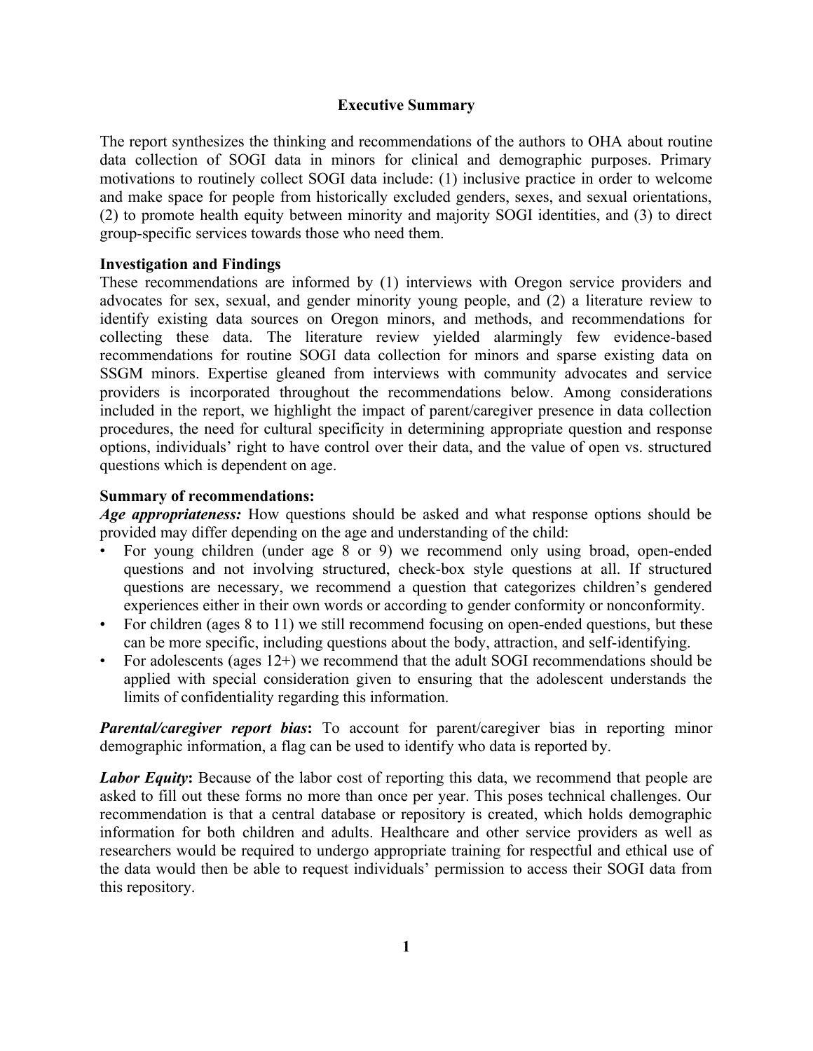## Executive Summary

The report synthesizes the thinking and recommendations of the authors to OHA about routine data collection of SOGI data in minors for clinical and demographic purposes. Primary motivations to routinely collect SOGI data include: (1) inclusive practice in order to welcome and make space for people from historically excluded genders, sexes, and sexual orientations, (2) to promote health equity between minority and majority SOGI identities, and (3) to direct group-specific services towards those who need them.

### Investigation and Findings

These recommendations are informed by (1) interviews with Oregon service providers and advocates for sex, sexual, and gender minority young people, and (2) a literature review to identify existing data sources on Oregon minors, and methods, and recommendations for collecting these data. The literature review yielded alarmingly few evidence-based recommendations for routine SOGI data collection for minors and sparse existing data on SSGM minors. Expertise gleaned from interviews with community advocates and service providers is incorporated throughout the recommendations below. Among considerations included in the report, we highlight the impact of parent/caregiver presence in data collection procedures, the need for cultural specificity in determining appropriate question and response options, individuals' right to have control over their data, and the value of open vs. structured questions which is dependent on age.

### Summary of recommendations:

***Age appropriateness:*** How questions should be asked and what response options should be provided may differ depending on the age and understanding of the child:

- For young children (under age 8 or 9) we recommend only using broad, open-ended questions and not involving structured, check-box style questions at all. If structured questions are necessary, we recommend a question that categorizes children's gendered experiences either in their own words or according to gender conformity or nonconformity.
- For children (ages 8 to 11) we still recommend focusing on open-ended questions, but these can be more specific, including questions about the body, attraction, and self-identifying.
- For adolescents (ages 12+) we recommend that the adult SOGI recommendations should be applied with special consideration given to ensuring that the adolescent understands the limits of confidentiality regarding this information.

***Parental/caregiver report bias*:** To account for parent/caregiver bias in reporting minor demographic information, a flag can be used to identify who data is reported by.

***Labor Equity*:** Because of the labor cost of reporting this data, we recommend that people are asked to fill out these forms no more than once per year. This poses technical challenges. Our recommendation is that a central database or repository is created, which holds demographic information for both children and adults. Healthcare and other service providers as well as researchers would be required to undergo appropriate training for respectful and ethical use of the data would then be able to request individuals' permission to access their SOGI data from this repository.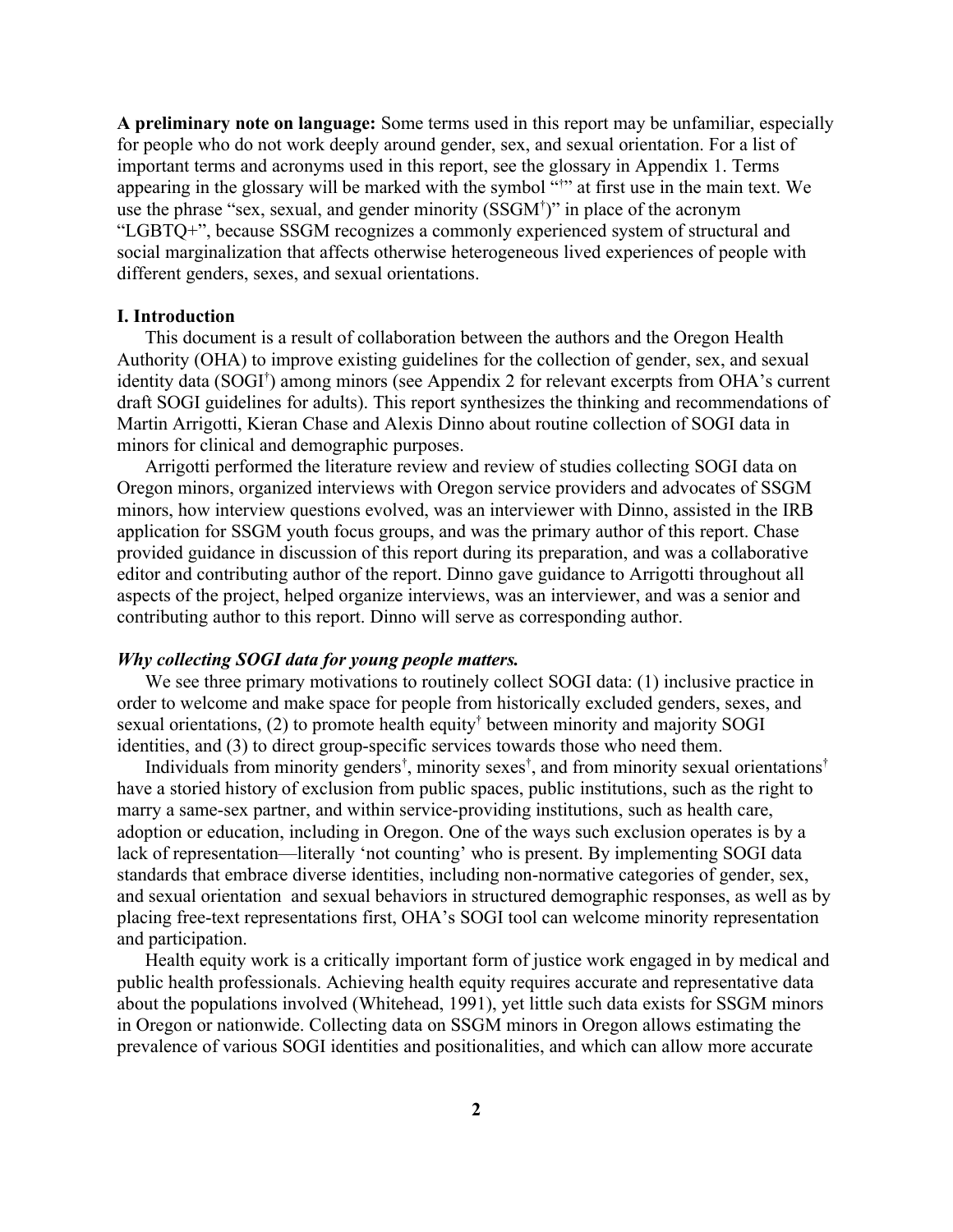**A preliminary note on language:** Some terms used in this report may be unfamiliar, especially for people who do not work deeply around gender, sex, and sexual orientation. For a list of important terms and acronyms used in this report, see the glossary in Appendix 1. Terms appearing in the glossary will be marked with the symbol "†" at first use in the main text. We use the phrase "sex, sexual, and gender minority (SSGM†)" in place of the acronym "LGBTQ+", because SSGM recognizes a commonly experienced system of structural and social marginalization that affects otherwise heterogeneous lived experiences of people with different genders, sexes, and sexual orientations.

## I. Introduction

This document is a result of collaboration between the authors and the Oregon Health Authority (OHA) to improve existing guidelines for the collection of gender, sex, and sexual identity data (SOGI†) among minors (see Appendix 2 for relevant excerpts from OHA's current draft SOGI guidelines for adults). This report synthesizes the thinking and recommendations of Martin Arrigotti, Kieran Chase and Alexis Dinno about routine collection of SOGI data in minors for clinical and demographic purposes.

Arrigotti performed the literature review and review of studies collecting SOGI data on Oregon minors, organized interviews with Oregon service providers and advocates of SSGM minors, how interview questions evolved, was an interviewer with Dinno, assisted in the IRB application for SSGM youth focus groups, and was the primary author of this report. Chase provided guidance in discussion of this report during its preparation, and was a collaborative editor and contributing author of the report. Dinno gave guidance to Arrigotti throughout all aspects of the project, helped organize interviews, was an interviewer, and was a senior and contributing author to this report. Dinno will serve as corresponding author.

### *Why collecting SOGI data for young people matters.*

We see three primary motivations to routinely collect SOGI data: (1) inclusive practice in order to welcome and make space for people from historically excluded genders, sexes, and sexual orientations, (2) to promote health equity† between minority and majority SOGI identities, and (3) to direct group-specific services towards those who need them.

Individuals from minority genders†, minority sexes†, and from minority sexual orientations† have a storied history of exclusion from public spaces, public institutions, such as the right to marry a same-sex partner, and within service-providing institutions, such as health care, adoption or education, including in Oregon. One of the ways such exclusion operates is by a lack of representation—literally 'not counting' who is present. By implementing SOGI data standards that embrace diverse identities, including non-normative categories of gender, sex, and sexual orientation and sexual behaviors in structured demographic responses, as well as by placing free-text representations first, OHA's SOGI tool can welcome minority representation and participation.

Health equity work is a critically important form of justice work engaged in by medical and public health professionals. Achieving health equity requires accurate and representative data about the populations involved (Whitehead, 1991), yet little such data exists for SSGM minors in Oregon or nationwide. Collecting data on SSGM minors in Oregon allows estimating the prevalence of various SOGI identities and positionalities, and which can allow more accurate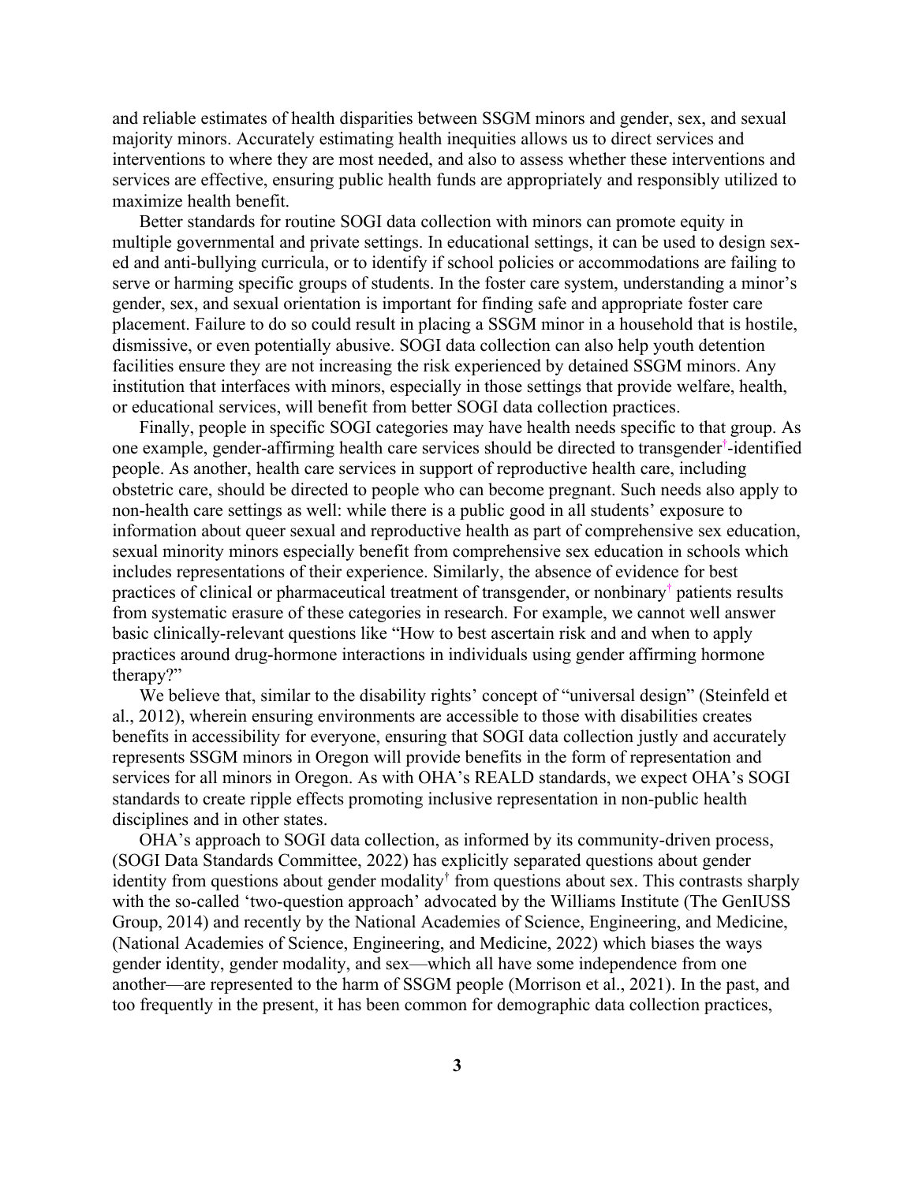and reliable estimates of health disparities between SSGM minors and gender, sex, and sexual majority minors. Accurately estimating health inequities allows us to direct services and interventions to where they are most needed, and also to assess whether these interventions and services are effective, ensuring public health funds are appropriately and responsibly utilized to maximize health benefit.

Better standards for routine SOGI data collection with minors can promote equity in multiple governmental and private settings. In educational settings, it can be used to design sex-ed and anti-bullying curricula, or to identify if school policies or accommodations are failing to serve or harming specific groups of students. In the foster care system, understanding a minor's gender, sex, and sexual orientation is important for finding safe and appropriate foster care placement. Failure to do so could result in placing a SSGM minor in a household that is hostile, dismissive, or even potentially abusive. SOGI data collection can also help youth detention facilities ensure they are not increasing the risk experienced by detained SSGM minors. Any institution that interfaces with minors, especially in those settings that provide welfare, health, or educational services, will benefit from better SOGI data collection practices.

Finally, people in specific SOGI categories may have health needs specific to that group. As one example, gender-affirming health care services should be directed to transgender†-identified people. As another, health care services in support of reproductive health care, including obstetric care, should be directed to people who can become pregnant. Such needs also apply to non-health care settings as well: while there is a public good in all students' exposure to information about queer sexual and reproductive health as part of comprehensive sex education, sexual minority minors especially benefit from comprehensive sex education in schools which includes representations of their experience. Similarly, the absence of evidence for best practices of clinical or pharmaceutical treatment of transgender, or nonbinary† patients results from systematic erasure of these categories in research. For example, we cannot well answer basic clinically-relevant questions like "How to best ascertain risk and and when to apply practices around drug-hormone interactions in individuals using gender affirming hormone therapy?"

We believe that, similar to the disability rights' concept of "universal design" (Steinfeld et al., 2012), wherein ensuring environments are accessible to those with disabilities creates benefits in accessibility for everyone, ensuring that SOGI data collection justly and accurately represents SSGM minors in Oregon will provide benefits in the form of representation and services for all minors in Oregon. As with OHA's REALD standards, we expect OHA's SOGI standards to create ripple effects promoting inclusive representation in non-public health disciplines and in other states.

OHA's approach to SOGI data collection, as informed by its community-driven process, (SOGI Data Standards Committee, 2022) has explicitly separated questions about gender identity from questions about gender modality† from questions about sex. This contrasts sharply with the so-called 'two-question approach' advocated by the Williams Institute (The GenIUSS Group, 2014) and recently by the National Academies of Science, Engineering, and Medicine, (National Academies of Science, Engineering, and Medicine, 2022) which biases the ways gender identity, gender modality, and sex—which all have some independence from one another—are represented to the harm of SSGM people (Morrison et al., 2021). In the past, and too frequently in the present, it has been common for demographic data collection practices,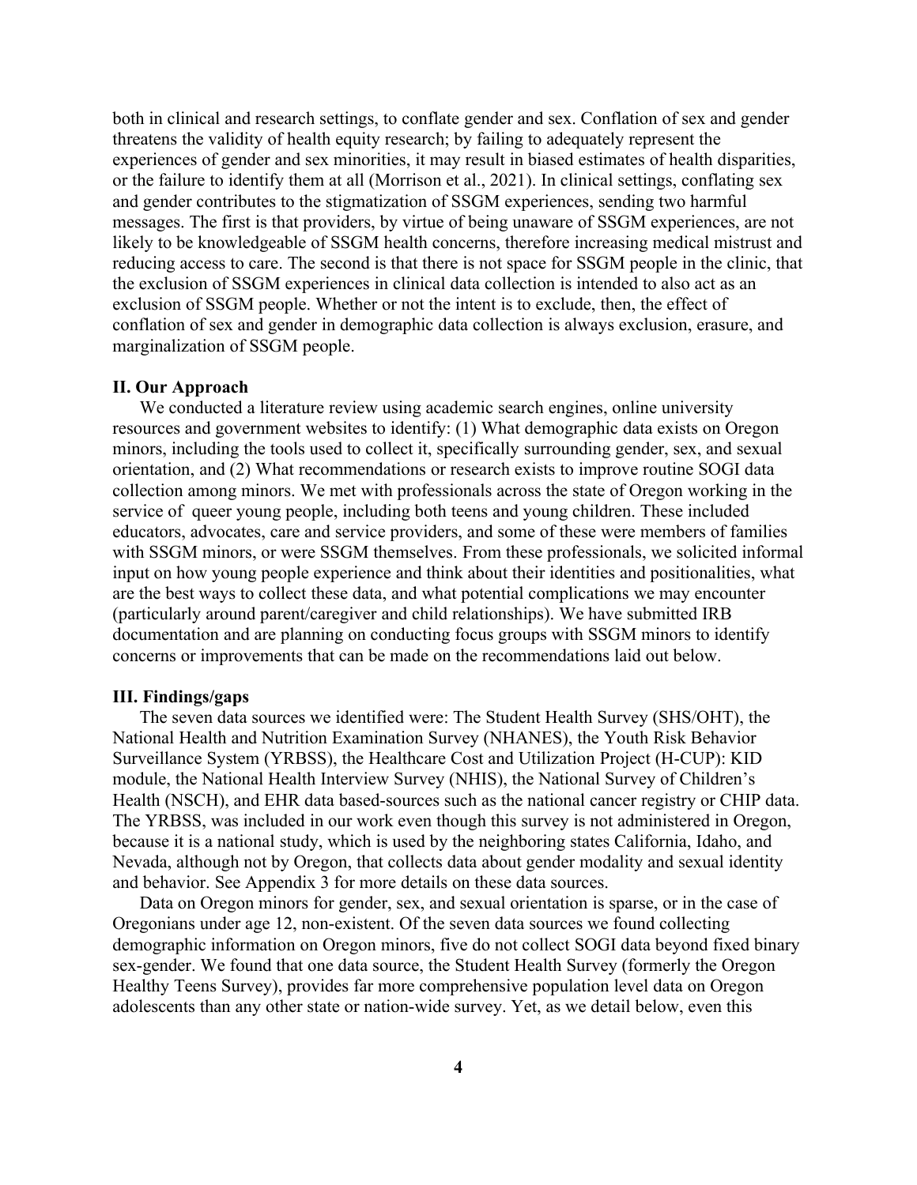both in clinical and research settings, to conflate gender and sex. Conflation of sex and gender threatens the validity of health equity research; by failing to adequately represent the experiences of gender and sex minorities, it may result in biased estimates of health disparities, or the failure to identify them at all (Morrison et al., 2021). In clinical settings, conflating sex and gender contributes to the stigmatization of SSGM experiences, sending two harmful messages. The first is that providers, by virtue of being unaware of SSGM experiences, are not likely to be knowledgeable of SSGM health concerns, therefore increasing medical mistrust and reducing access to care. The second is that there is not space for SSGM people in the clinic, that the exclusion of SSGM experiences in clinical data collection is intended to also act as an exclusion of SSGM people. Whether or not the intent is to exclude, then, the effect of conflation of sex and gender in demographic data collection is always exclusion, erasure, and marginalization of SSGM people.

## II. Our Approach

We conducted a literature review using academic search engines, online university resources and government websites to identify: (1) What demographic data exists on Oregon minors, including the tools used to collect it, specifically surrounding gender, sex, and sexual orientation, and (2) What recommendations or research exists to improve routine SOGI data collection among minors. We met with professionals across the state of Oregon working in the service of queer young people, including both teens and young children. These included educators, advocates, care and service providers, and some of these were members of families with SSGM minors, or were SSGM themselves. From these professionals, we solicited informal input on how young people experience and think about their identities and positionalities, what are the best ways to collect these data, and what potential complications we may encounter (particularly around parent/caregiver and child relationships). We have submitted IRB documentation and are planning on conducting focus groups with SSGM minors to identify concerns or improvements that can be made on the recommendations laid out below.

## III. Findings/gaps

The seven data sources we identified were: The Student Health Survey (SHS/OHT), the National Health and Nutrition Examination Survey (NHANES), the Youth Risk Behavior Surveillance System (YRBSS), the Healthcare Cost and Utilization Project (H-CUP): KID module, the National Health Interview Survey (NHIS), the National Survey of Children's Health (NSCH), and EHR data based-sources such as the national cancer registry or CHIP data. The YRBSS, was included in our work even though this survey is not administered in Oregon, because it is a national study, which is used by the neighboring states California, Idaho, and Nevada, although not by Oregon, that collects data about gender modality and sexual identity and behavior. See Appendix 3 for more details on these data sources.

Data on Oregon minors for gender, sex, and sexual orientation is sparse, or in the case of Oregonians under age 12, non-existent. Of the seven data sources we found collecting demographic information on Oregon minors, five do not collect SOGI data beyond fixed binary sex-gender. We found that one data source, the Student Health Survey (formerly the Oregon Healthy Teens Survey), provides far more comprehensive population level data on Oregon adolescents than any other state or nation-wide survey. Yet, as we detail below, even this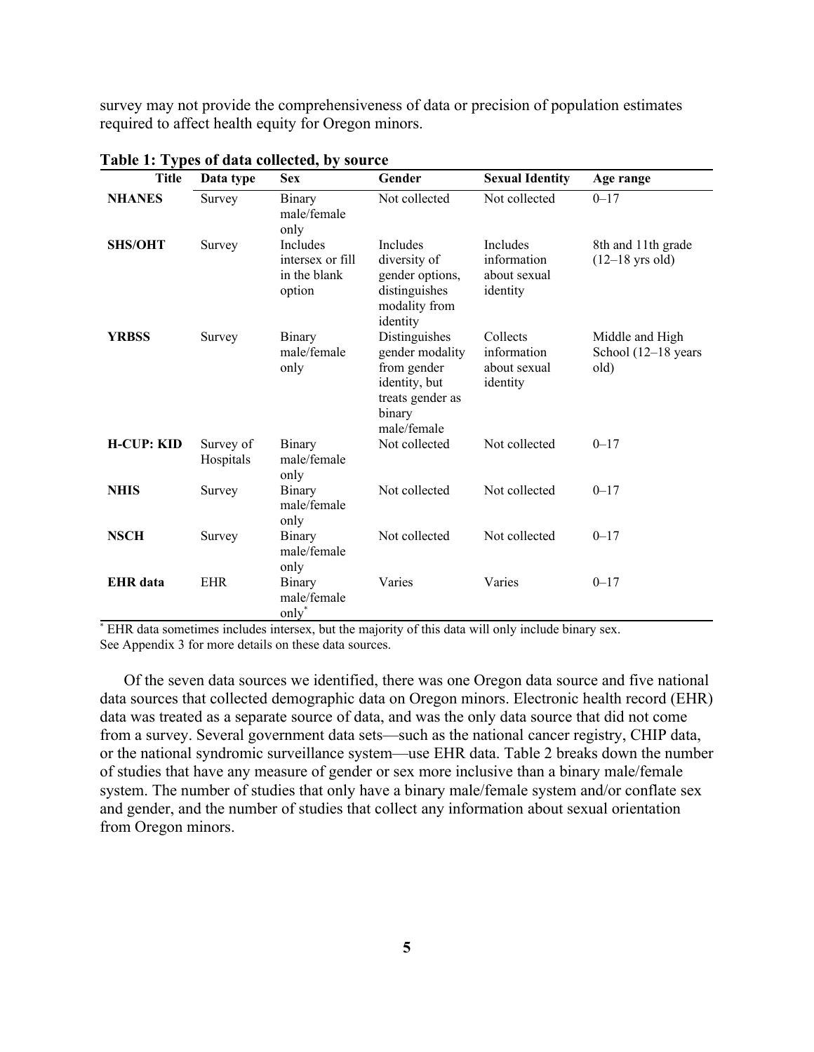survey may not provide the comprehensiveness of data or precision of population estimates required to affect health equity for Oregon minors.

**Table 1: Types of data collected, by source**

| Title | Data type | Sex | Gender | Sexual Identity | Age range |
|---|---|---|---|---|---|
| **NHANES** | Survey | Binary male/female only | Not collected | Not collected | 0–17 |
| **SHS/OHT** | Survey | Includes intersex or fill in the blank option | Includes diversity of gender options, distinguishes modality from identity | Includes information about sexual identity | 8th and 11th grade (12–18 yrs old) |
| **YRBSS** | Survey | Binary male/female only | Distinguishes gender modality from gender identity, but treats gender as binary male/female | Collects information about sexual identity | Middle and High School (12–18 years old) |
| **H-CUP: KID** | Survey of Hospitals | Binary male/female only | Not collected | Not collected | 0–17 |
| **NHIS** | Survey | Binary male/female only | Not collected | Not collected | 0–17 |
| **NSCH** | Survey | Binary male/female only | Not collected | Not collected | 0–17 |
| **EHR data** | EHR | Binary male/female only* | Varies | Varies | 0–17 |

\* EHR data sometimes includes intersex, but the majority of this data will only include binary sex.
See Appendix 3 for more details on these data sources.

Of the seven data sources we identified, there was one Oregon data source and five national data sources that collected demographic data on Oregon minors. Electronic health record (EHR) data was treated as a separate source of data, and was the only data source that did not come from a survey. Several government data sets—such as the national cancer registry, CHIP data, or the national syndromic surveillance system—use EHR data. Table 2 breaks down the number of studies that have any measure of gender or sex more inclusive than a binary male/female system. The number of studies that only have a binary male/female system and/or conflate sex and gender, and the number of studies that collect any information about sexual orientation from Oregon minors.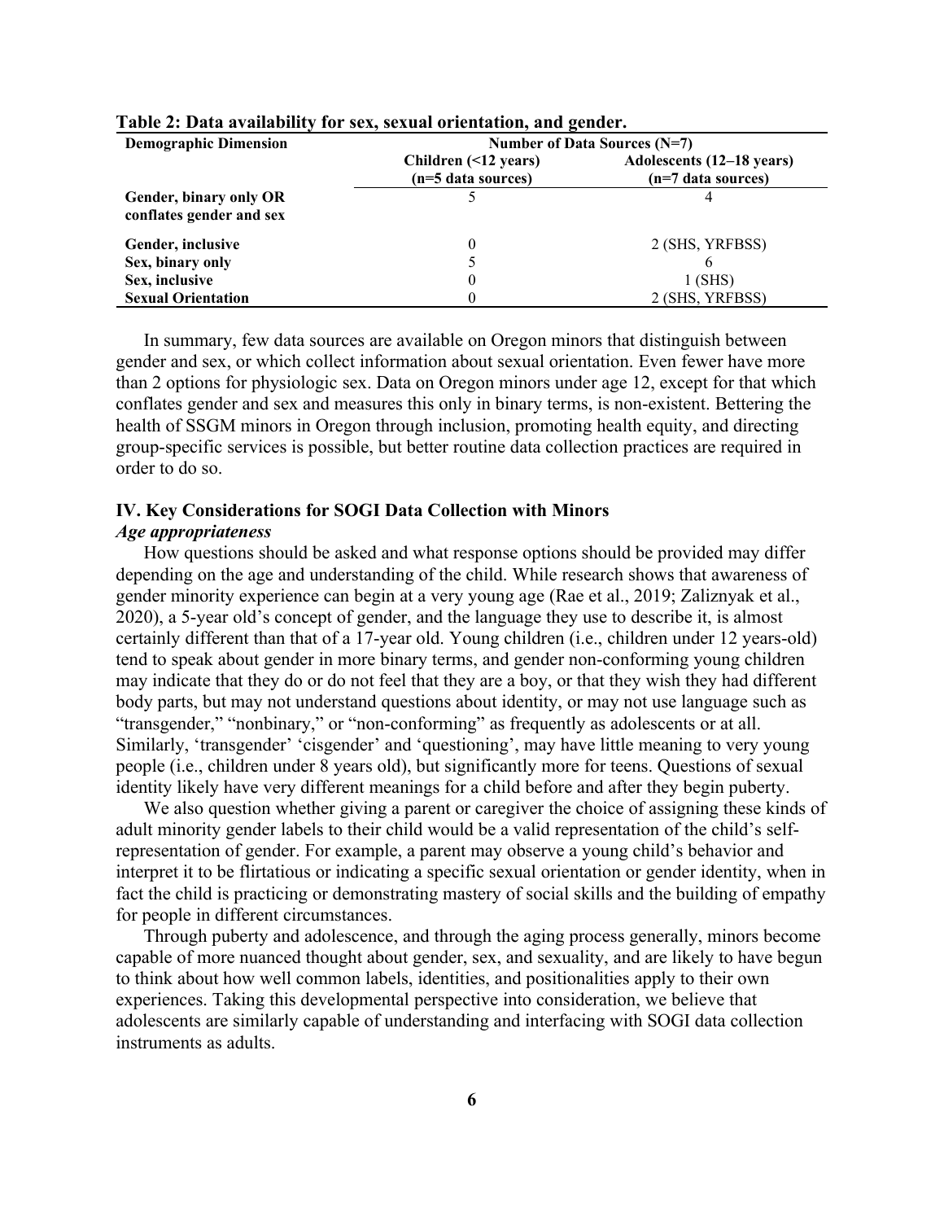**Table 2: Data availability for sex, sexual orientation, and gender.**

| Demographic Dimension | Number of Data Sources (N=7) | |
|---|---|---|
| | Children (<12 years) (n=5 data sources) | Adolescents (12–18 years) (n=7 data sources) |
| **Gender, binary only OR conflates gender and sex** | 5 | 4 |
| **Gender, inclusive** | 0 | 2 (SHS, YRFBSS) |
| **Sex, binary only** | 5 | 6 |
| **Sex, inclusive** | 0 | 1 (SHS) |
| **Sexual Orientation** | 0 | 2 (SHS, YRFBSS) |

In summary, few data sources are available on Oregon minors that distinguish between gender and sex, or which collect information about sexual orientation. Even fewer have more than 2 options for physiologic sex. Data on Oregon minors under age 12, except for that which conflates gender and sex and measures this only in binary terms, is non-existent. Bettering the health of SSGM minors in Oregon through inclusion, promoting health equity, and directing group-specific services is possible, but better routine data collection practices are required in order to do so.

## IV. Key Considerations for SOGI Data Collection with Minors

### *Age appropriateness*

How questions should be asked and what response options should be provided may differ depending on the age and understanding of the child. While research shows that awareness of gender minority experience can begin at a very young age (Rae et al., 2019; Zaliznyak et al., 2020), a 5-year old's concept of gender, and the language they use to describe it, is almost certainly different than that of a 17-year old. Young children (i.e., children under 12 years-old) tend to speak about gender in more binary terms, and gender non-conforming young children may indicate that they do or do not feel that they are a boy, or that they wish they had different body parts, but may not understand questions about identity, or may not use language such as "transgender," "nonbinary," or "non-conforming" as frequently as adolescents or at all. Similarly, 'transgender' 'cisgender' and 'questioning', may have little meaning to very young people (i.e., children under 8 years old), but significantly more for teens. Questions of sexual identity likely have very different meanings for a child before and after they begin puberty.

We also question whether giving a parent or caregiver the choice of assigning these kinds of adult minority gender labels to their child would be a valid representation of the child's self-representation of gender. For example, a parent may observe a young child's behavior and interpret it to be flirtatious or indicating a specific sexual orientation or gender identity, when in fact the child is practicing or demonstrating mastery of social skills and the building of empathy for people in different circumstances.

Through puberty and adolescence, and through the aging process generally, minors become capable of more nuanced thought about gender, sex, and sexuality, and are likely to have begun to think about how well common labels, identities, and positionalities apply to their own experiences. Taking this developmental perspective into consideration, we believe that adolescents are similarly capable of understanding and interfacing with SOGI data collection instruments as adults.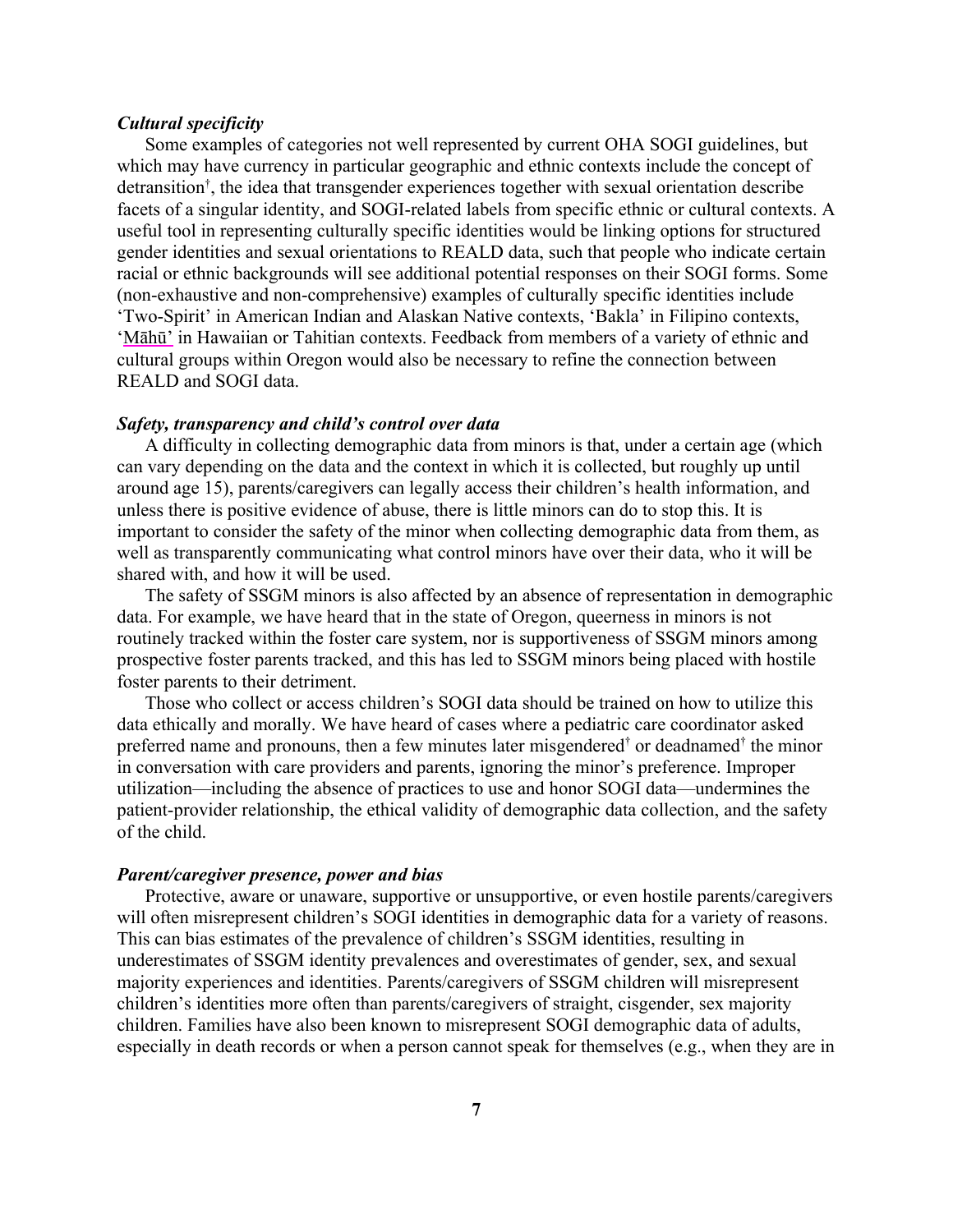### *Cultural specificity*

Some examples of categories not well represented by current OHA SOGI guidelines, but which may have currency in particular geographic and ethnic contexts include the concept of detransition†, the idea that transgender experiences together with sexual orientation describe facets of a singular identity, and SOGI-related labels from specific ethnic or cultural contexts. A useful tool in representing culturally specific identities would be linking options for structured gender identities and sexual orientations to REALD data, such that people who indicate certain racial or ethnic backgrounds will see additional potential responses on their SOGI forms. Some (non-exhaustive and non-comprehensive) examples of culturally specific identities include 'Two-Spirit' in American Indian and Alaskan Native contexts, 'Bakla' in Filipino contexts, 'Māhū' in Hawaiian or Tahitian contexts. Feedback from members of a variety of ethnic and cultural groups within Oregon would also be necessary to refine the connection between REALD and SOGI data.

### *Safety, transparency and child's control over data*

A difficulty in collecting demographic data from minors is that, under a certain age (which can vary depending on the data and the context in which it is collected, but roughly up until around age 15), parents/caregivers can legally access their children's health information, and unless there is positive evidence of abuse, there is little minors can do to stop this. It is important to consider the safety of the minor when collecting demographic data from them, as well as transparently communicating what control minors have over their data, who it will be shared with, and how it will be used.

The safety of SSGM minors is also affected by an absence of representation in demographic data. For example, we have heard that in the state of Oregon, queerness in minors is not routinely tracked within the foster care system, nor is supportiveness of SSGM minors among prospective foster parents tracked, and this has led to SSGM minors being placed with hostile foster parents to their detriment.

Those who collect or access children's SOGI data should be trained on how to utilize this data ethically and morally. We have heard of cases where a pediatric care coordinator asked preferred name and pronouns, then a few minutes later misgendered† or deadnamed† the minor in conversation with care providers and parents, ignoring the minor's preference. Improper utilization—including the absence of practices to use and honor SOGI data—undermines the patient-provider relationship, the ethical validity of demographic data collection, and the safety of the child.

### *Parent/caregiver presence, power and bias*

Protective, aware or unaware, supportive or unsupportive, or even hostile parents/caregivers will often misrepresent children's SOGI identities in demographic data for a variety of reasons. This can bias estimates of the prevalence of children's SSGM identities, resulting in underestimates of SSGM identity prevalences and overestimates of gender, sex, and sexual majority experiences and identities. Parents/caregivers of SSGM children will misrepresent children's identities more often than parents/caregivers of straight, cisgender, sex majority children. Families have also been known to misrepresent SOGI demographic data of adults, especially in death records or when a person cannot speak for themselves (e.g., when they are in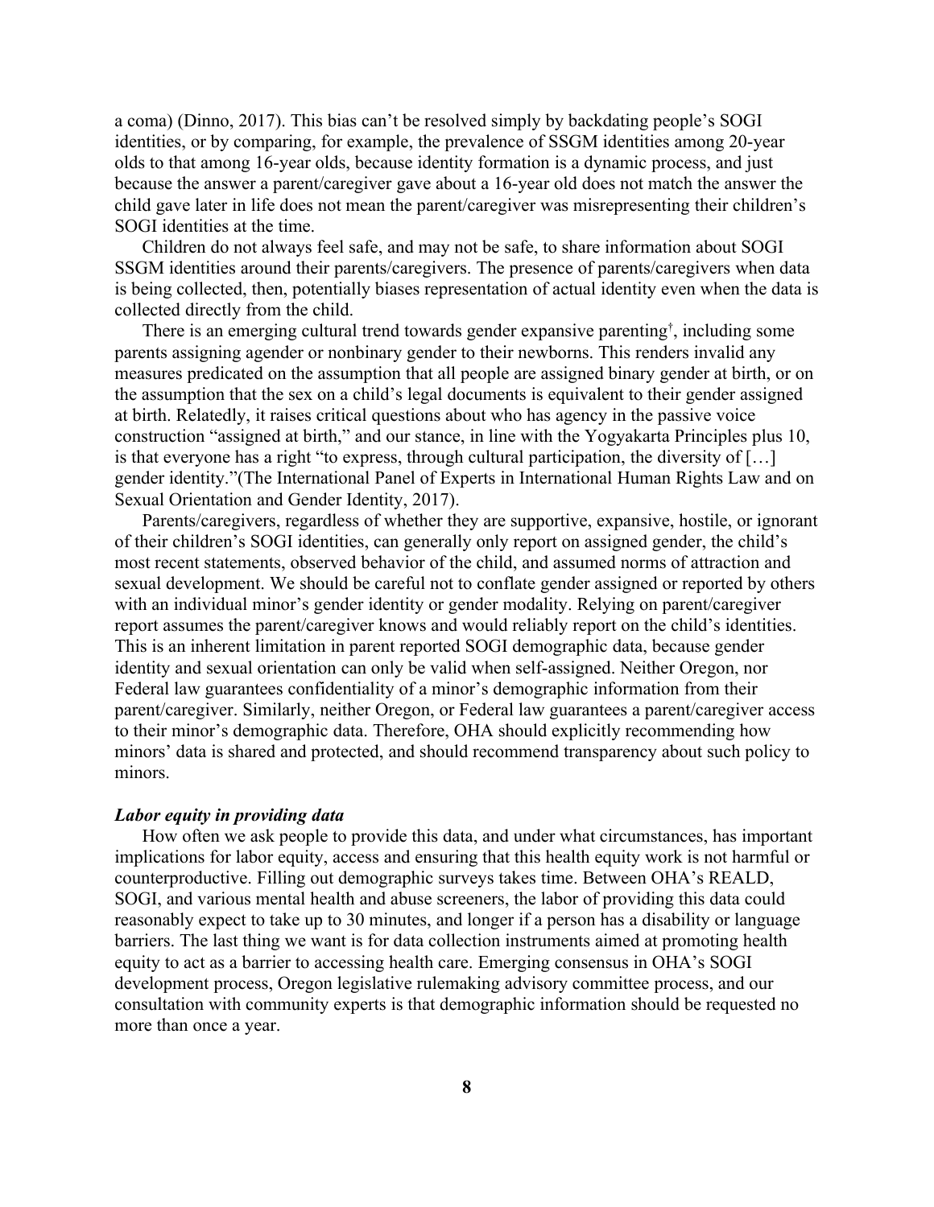a coma) (Dinno, 2017). This bias can't be resolved simply by backdating people's SOGI identities, or by comparing, for example, the prevalence of SSGM identities among 20-year olds to that among 16-year olds, because identity formation is a dynamic process, and just because the answer a parent/caregiver gave about a 16-year old does not match the answer the child gave later in life does not mean the parent/caregiver was misrepresenting their children's SOGI identities at the time.

Children do not always feel safe, and may not be safe, to share information about SOGI SSGM identities around their parents/caregivers. The presence of parents/caregivers when data is being collected, then, potentially biases representation of actual identity even when the data is collected directly from the child.

There is an emerging cultural trend towards gender expansive parenting[†], including some parents assigning agender or nonbinary gender to their newborns. This renders invalid any measures predicated on the assumption that all people are assigned binary gender at birth, or on the assumption that the sex on a child's legal documents is equivalent to their gender assigned at birth. Relatedly, it raises critical questions about who has agency in the passive voice construction "assigned at birth," and our stance, in line with the Yogyakarta Principles plus 10, is that everyone has a right "to express, through cultural participation, the diversity of […] gender identity."(The International Panel of Experts in International Human Rights Law and on Sexual Orientation and Gender Identity, 2017).

Parents/caregivers, regardless of whether they are supportive, expansive, hostile, or ignorant of their children's SOGI identities, can generally only report on assigned gender, the child's most recent statements, observed behavior of the child, and assumed norms of attraction and sexual development. We should be careful not to conflate gender assigned or reported by others with an individual minor's gender identity or gender modality. Relying on parent/caregiver report assumes the parent/caregiver knows and would reliably report on the child's identities. This is an inherent limitation in parent reported SOGI demographic data, because gender identity and sexual orientation can only be valid when self-assigned. Neither Oregon, nor Federal law guarantees confidentiality of a minor's demographic information from their parent/caregiver. Similarly, neither Oregon, or Federal law guarantees a parent/caregiver access to their minor's demographic data. Therefore, OHA should explicitly recommending how minors' data is shared and protected, and should recommend transparency about such policy to minors.

***Labor equity in providing data***

How often we ask people to provide this data, and under what circumstances, has important implications for labor equity, access and ensuring that this health equity work is not harmful or counterproductive. Filling out demographic surveys takes time. Between OHA's REALD, SOGI, and various mental health and abuse screeners, the labor of providing this data could reasonably expect to take up to 30 minutes, and longer if a person has a disability or language barriers. The last thing we want is for data collection instruments aimed at promoting health equity to act as a barrier to accessing health care. Emerging consensus in OHA's SOGI development process, Oregon legislative rulemaking advisory committee process, and our consultation with community experts is that demographic information should be requested no more than once a year.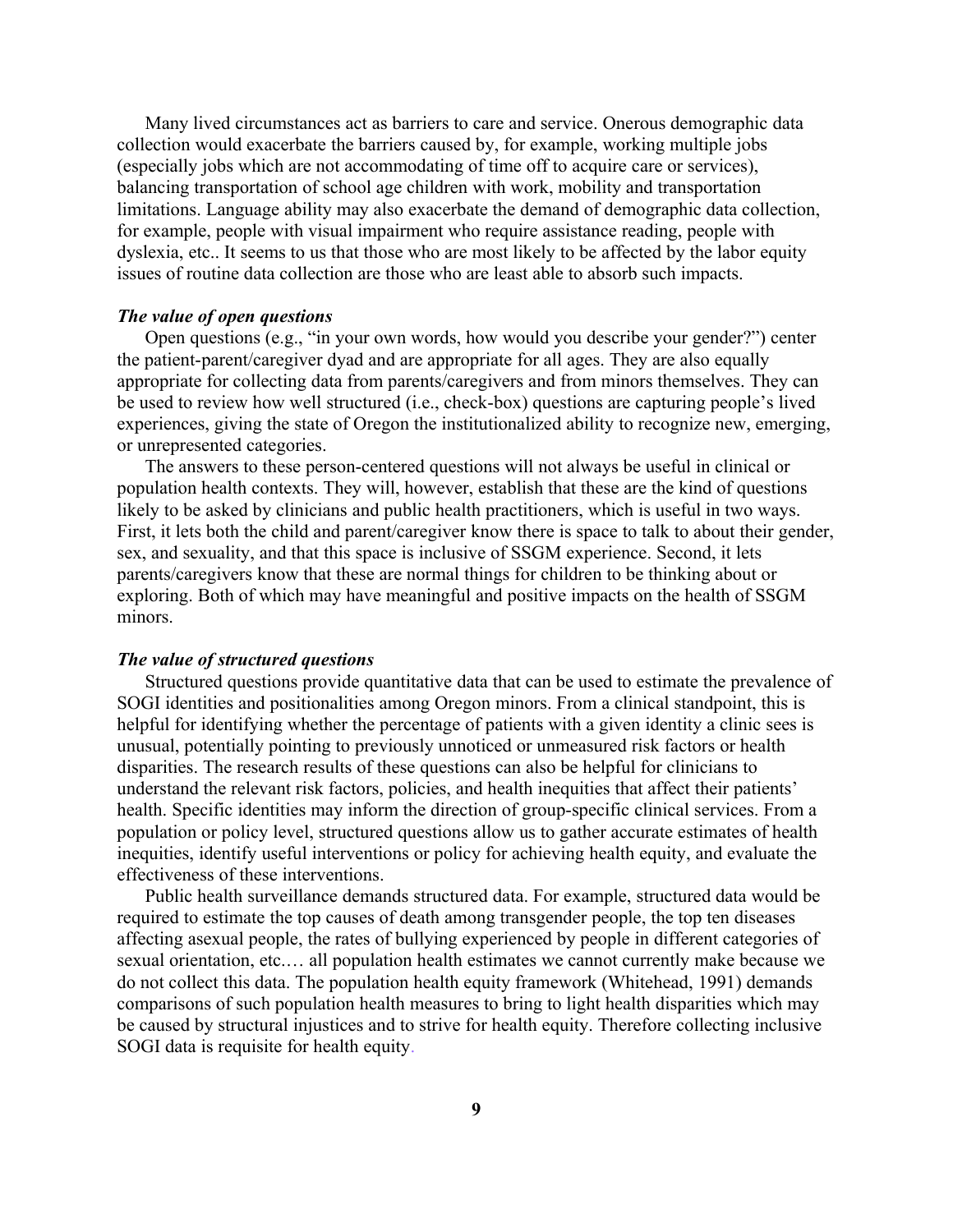Many lived circumstances act as barriers to care and service. Onerous demographic data collection would exacerbate the barriers caused by, for example, working multiple jobs (especially jobs which are not accommodating of time off to acquire care or services), balancing transportation of school age children with work, mobility and transportation limitations. Language ability may also exacerbate the demand of demographic data collection, for example, people with visual impairment who require assistance reading, people with dyslexia, etc.. It seems to us that those who are most likely to be affected by the labor equity issues of routine data collection are those who are least able to absorb such impacts.

### *The value of open questions*

Open questions (e.g., "in your own words, how would you describe your gender?") center the patient-parent/caregiver dyad and are appropriate for all ages. They are also equally appropriate for collecting data from parents/caregivers and from minors themselves. They can be used to review how well structured (i.e., check-box) questions are capturing people's lived experiences, giving the state of Oregon the institutionalized ability to recognize new, emerging, or unrepresented categories.

The answers to these person-centered questions will not always be useful in clinical or population health contexts. They will, however, establish that these are the kind of questions likely to be asked by clinicians and public health practitioners, which is useful in two ways. First, it lets both the child and parent/caregiver know there is space to talk to about their gender, sex, and sexuality, and that this space is inclusive of SSGM experience. Second, it lets parents/caregivers know that these are normal things for children to be thinking about or exploring. Both of which may have meaningful and positive impacts on the health of SSGM minors.

### *The value of structured questions*

Structured questions provide quantitative data that can be used to estimate the prevalence of SOGI identities and positionalities among Oregon minors. From a clinical standpoint, this is helpful for identifying whether the percentage of patients with a given identity a clinic sees is unusual, potentially pointing to previously unnoticed or unmeasured risk factors or health disparities. The research results of these questions can also be helpful for clinicians to understand the relevant risk factors, policies, and health inequities that affect their patients' health. Specific identities may inform the direction of group-specific clinical services. From a population or policy level, structured questions allow us to gather accurate estimates of health inequities, identify useful interventions or policy for achieving health equity, and evaluate the effectiveness of these interventions.

Public health surveillance demands structured data. For example, structured data would be required to estimate the top causes of death among transgender people, the top ten diseases affecting asexual people, the rates of bullying experienced by people in different categories of sexual orientation, etc.… all population health estimates we cannot currently make because we do not collect this data. The population health equity framework (Whitehead, 1991) demands comparisons of such population health measures to bring to light health disparities which may be caused by structural injustices and to strive for health equity. Therefore collecting inclusive SOGI data is requisite for health equity.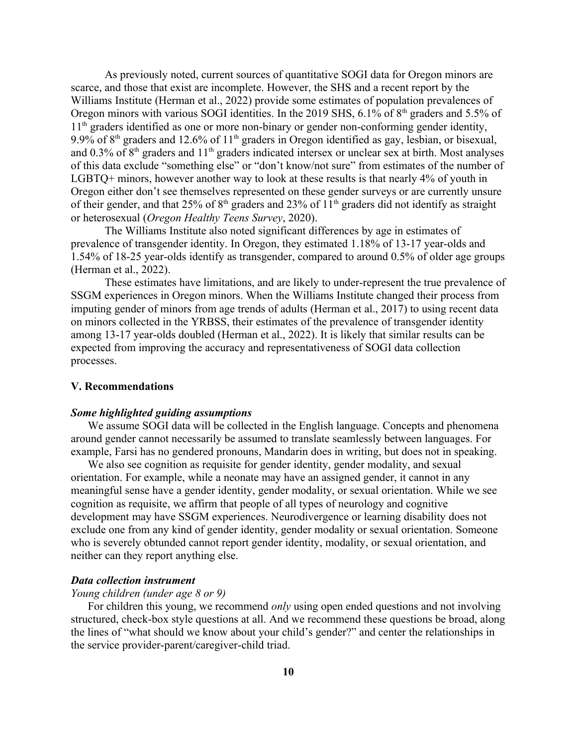As previously noted, current sources of quantitative SOGI data for Oregon minors are scarce, and those that exist are incomplete. However, the SHS and a recent report by the Williams Institute (Herman et al., 2022) provide some estimates of population prevalences of Oregon minors with various SOGI identities. In the 2019 SHS, 6.1% of 8th graders and 5.5% of 11th graders identified as one or more non-binary or gender non-conforming gender identity, 9.9% of 8th graders and 12.6% of 11th graders in Oregon identified as gay, lesbian, or bisexual, and 0.3% of 8th graders and 11th graders indicated intersex or unclear sex at birth. Most analyses of this data exclude "something else" or "don't know/not sure" from estimates of the number of LGBTQ+ minors, however another way to look at these results is that nearly 4% of youth in Oregon either don't see themselves represented on these gender surveys or are currently unsure of their gender, and that 25% of 8th graders and 23% of 11th graders did not identify as straight or heterosexual (*Oregon Healthy Teens Survey*, 2020).

The Williams Institute also noted significant differences by age in estimates of prevalence of transgender identity. In Oregon, they estimated 1.18% of 13-17 year-olds and 1.54% of 18-25 year-olds identify as transgender, compared to around 0.5% of older age groups (Herman et al., 2022).

These estimates have limitations, and are likely to under-represent the true prevalence of SSGM experiences in Oregon minors. When the Williams Institute changed their process from imputing gender of minors from age trends of adults (Herman et al., 2017) to using recent data on minors collected in the YRBSS, their estimates of the prevalence of transgender identity among 13-17 year-olds doubled (Herman et al., 2022). It is likely that similar results can be expected from improving the accuracy and representativeness of SOGI data collection processes.

## V. Recommendations

### *Some highlighted guiding assumptions*

We assume SOGI data will be collected in the English language. Concepts and phenomena around gender cannot necessarily be assumed to translate seamlessly between languages. For example, Farsi has no gendered pronouns, Mandarin does in writing, but does not in speaking.

We also see cognition as requisite for gender identity, gender modality, and sexual orientation. For example, while a neonate may have an assigned gender, it cannot in any meaningful sense have a gender identity, gender modality, or sexual orientation. While we see cognition as requisite, we affirm that people of all types of neurology and cognitive development may have SSGM experiences. Neurodivergence or learning disability does not exclude one from any kind of gender identity, gender modality or sexual orientation. Someone who is severely obtunded cannot report gender identity, modality, or sexual orientation, and neither can they report anything else.

### *Data collection instrument*

*Young children (under age 8 or 9)*

For children this young, we recommend *only* using open ended questions and not involving structured, check-box style questions at all. And we recommend these questions be broad, along the lines of "what should we know about your child's gender?" and center the relationships in the service provider-parent/caregiver-child triad.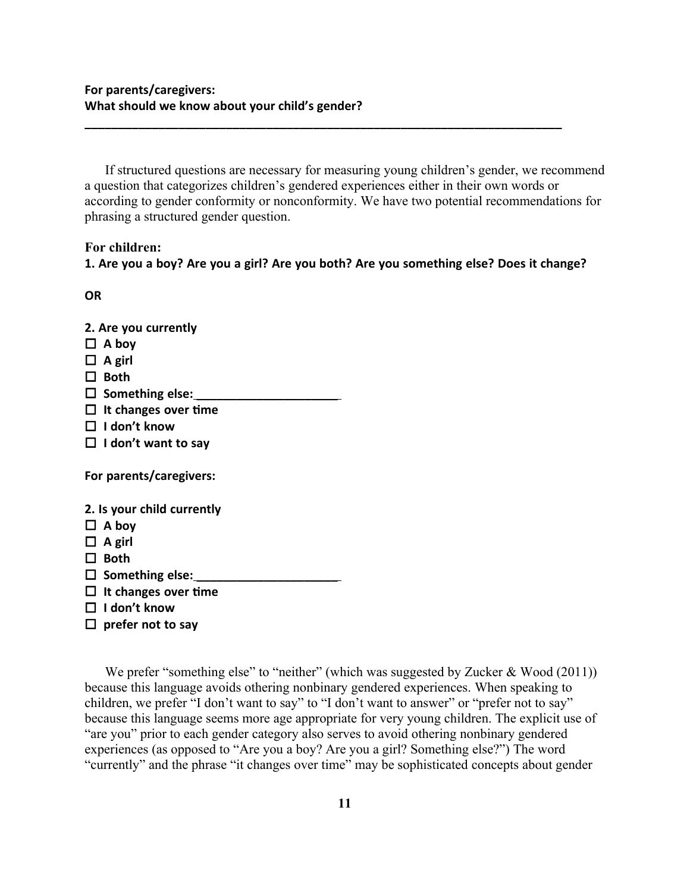**For parents/caregivers:**
**What should we know about your child's gender?**

---

If structured questions are necessary for measuring young children's gender, we recommend a question that categorizes children's gendered experiences either in their own words or according to gender conformity or nonconformity. We have two potential recommendations for phrasing a structured gender question.

**For children:**

**1. Are you a boy? Are you a girl? Are you both? Are you something else? Does it change?**

**OR**

**2. Are you currently**

- ☐ **A boy**
- ☐ **A girl**
- ☐ **Both**
- ☐ **Something else:______________________**
- ☐ **It changes over time**
- ☐ **I don't know**
- ☐ **I don't want to say**

**For parents/caregivers:**

**2. Is your child currently**

- ☐ **A boy**
- ☐ **A girl**
- ☐ **Both**
- ☐ **Something else:______________________**
- ☐ **It changes over time**
- ☐ **I don't know**
- ☐ **prefer not to say**

We prefer "something else" to "neither" (which was suggested by Zucker & Wood (2011)) because this language avoids othering nonbinary gendered experiences. When speaking to children, we prefer "I don't want to say" to "I don't want to answer" or "prefer not to say" because this language seems more age appropriate for very young children. The explicit use of "are you" prior to each gender category also serves to avoid othering nonbinary gendered experiences (as opposed to "Are you a boy? Are you a girl? Something else?") The word "currently" and the phrase "it changes over time" may be sophisticated concepts about gender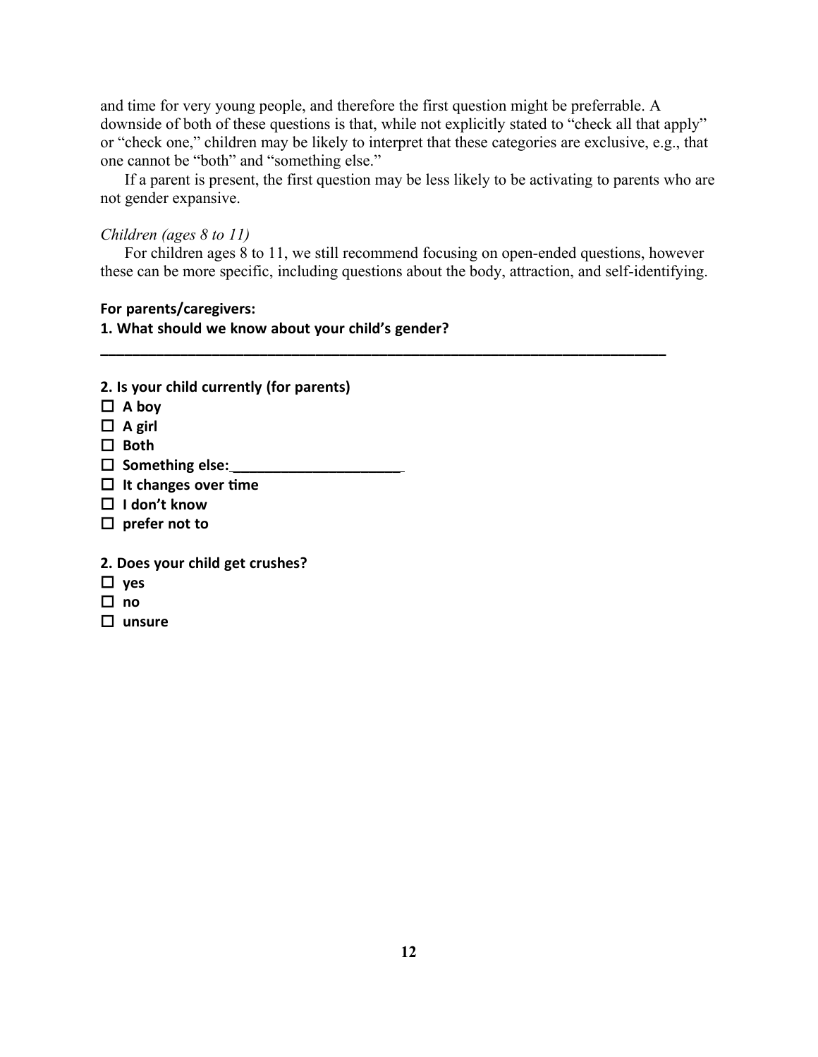and time for very young people, and therefore the first question might be preferrable. A downside of both of these questions is that, while not explicitly stated to "check all that apply" or "check one," children may be likely to interpret that these categories are exclusive, e.g., that one cannot be "both" and "something else."

If a parent is present, the first question may be less likely to be activating to parents who are not gender expansive.

*Children (ages 8 to 11)*

For children ages 8 to 11, we still recommend focusing on open-ended questions, however these can be more specific, including questions about the body, attraction, and self-identifying.

**For parents/caregivers:**

**1. What should we know about your child's gender?**

**______________________________________________________________________________**

**2. Is your child currently (for parents)**

- ☐ **A boy**
- ☐ **A girl**
- ☐ **Both**
- ☐ **Something else:_______________________**
- ☐ **It changes over time**
- ☐ **I don't know**
- ☐ **prefer not to**

**2. Does your child get crushes?**

- ☐ **yes**
- ☐ **no**
- ☐ **unsure**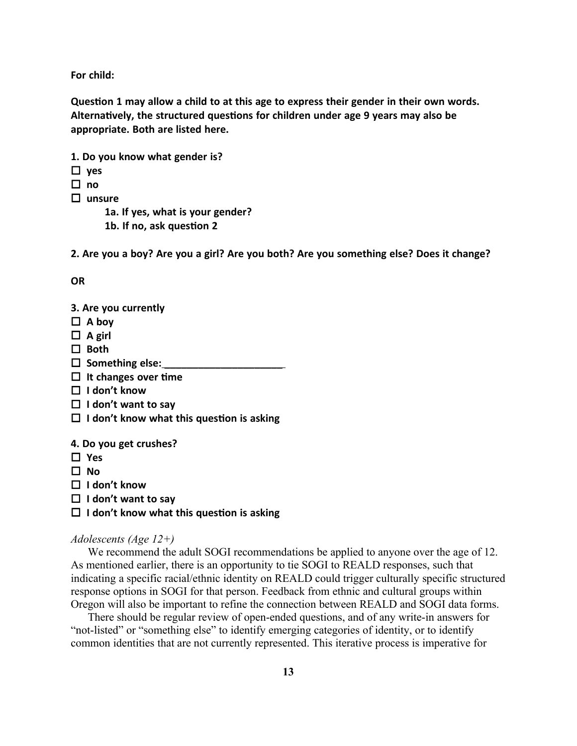**For child:**

**Question 1 may allow a child to at this age to express their gender in their own words. Alternatively, the structured questions for children under age 9 years may also be appropriate. Both are listed here.**

**1. Do you know what gender is?**

- ☐ **yes**
- ☐ **no**
- ☐ **unsure**
  - **1a. If yes, what is your gender?**
  - **1b. If no, ask question 2**

**2. Are you a boy? Are you a girl? Are you both? Are you something else? Does it change?**

**OR**

**3. Are you currently**

- ☐ **A boy**
- ☐ **A girl**
- ☐ **Both**
- ☐ **Something else:______________________**
- ☐ **It changes over time**
- ☐ **I don't know**
- ☐ **I don't want to say**
- ☐ **I don't know what this question is asking**

**4. Do you get crushes?**

- ☐ **Yes**
- ☐ **No**
- ☐ **I don't know**
- ☐ **I don't want to say**
- ☐ **I don't know what this question is asking**

*Adolescents (Age 12+)*

We recommend the adult SOGI recommendations be applied to anyone over the age of 12. As mentioned earlier, there is an opportunity to tie SOGI to REALD responses, such that indicating a specific racial/ethnic identity on REALD could trigger culturally specific structured response options in SOGI for that person. Feedback from ethnic and cultural groups within Oregon will also be important to refine the connection between REALD and SOGI data forms.

There should be regular review of open-ended questions, and of any write-in answers for "not-listed" or "something else" to identify emerging categories of identity, or to identify common identities that are not currently represented. This iterative process is imperative for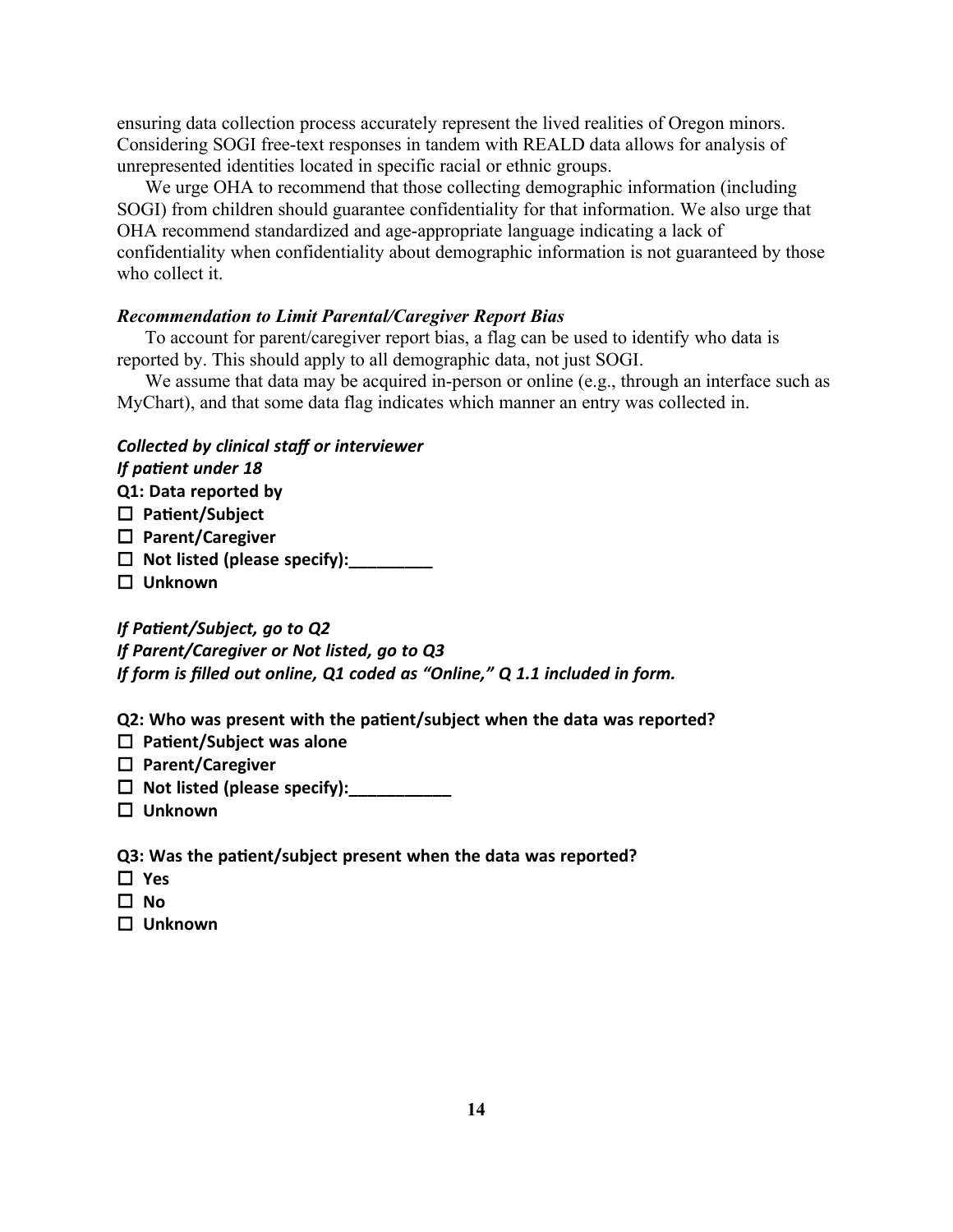ensuring data collection process accurately represent the lived realities of Oregon minors. Considering SOGI free-text responses in tandem with REALD data allows for analysis of unrepresented identities located in specific racial or ethnic groups.

We urge OHA to recommend that those collecting demographic information (including SOGI) from children should guarantee confidentiality for that information. We also urge that OHA recommend standardized and age-appropriate language indicating a lack of confidentiality when confidentiality about demographic information is not guaranteed by those who collect it.

***Recommendation to Limit Parental/Caregiver Report Bias***

To account for parent/caregiver report bias, a flag can be used to identify who data is reported by. This should apply to all demographic data, not just SOGI.

We assume that data may be acquired in-person or online (e.g., through an interface such as MyChart), and that some data flag indicates which manner an entry was collected in.

***Collected by clinical staff or interviewer***
***If patient under 18***

**Q1: Data reported by**

- ☐ **Patient/Subject**
- ☐ **Parent/Caregiver**
- ☐ **Not listed (please specify):_________**
- ☐ **Unknown**

***If Patient/Subject, go to Q2***
***If Parent/Caregiver or Not listed, go to Q3***
***If form is filled out online, Q1 coded as "Online," Q 1.1 included in form.***

**Q2: Who was present with the patient/subject when the data was reported?**

- ☐ **Patient/Subject was alone**
- ☐ **Parent/Caregiver**
- ☐ **Not listed (please specify):___________**
- ☐ **Unknown**

**Q3: Was the patient/subject present when the data was reported?**

- ☐ **Yes**
- ☐ **No**
- ☐ **Unknown**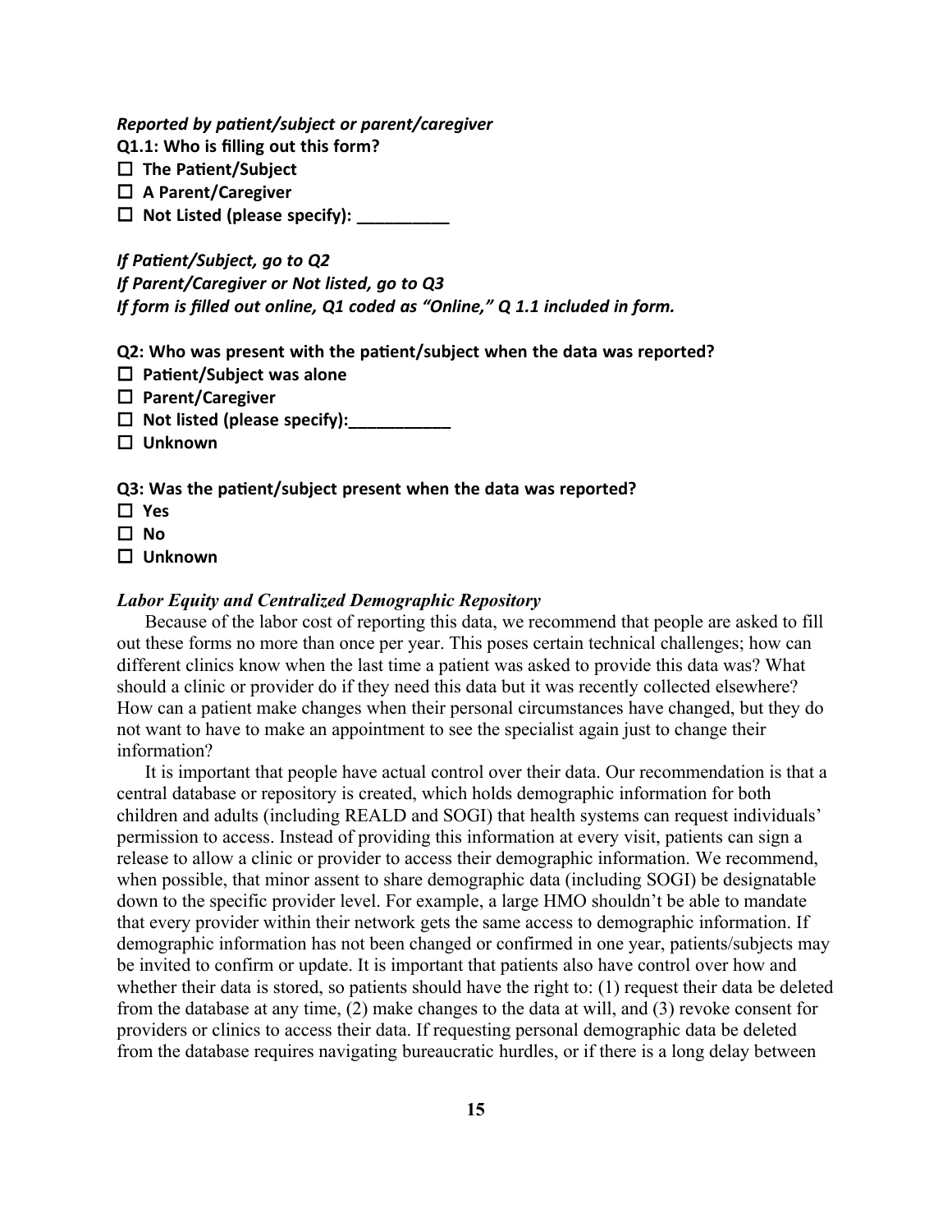***Reported by patient/subject or parent/caregiver***

**Q1.1: Who is filling out this form?**

**☐ The Patient/Subject**

**☐ A Parent/Caregiver**

**☐ Not Listed (please specify): __________**

***If Patient/Subject, go to Q2***

***If Parent/Caregiver or Not listed, go to Q3***

***If form is filled out online, Q1 coded as "Online," Q 1.1 included in form.***

**Q2: Who was present with the patient/subject when the data was reported?**

**☐ Patient/Subject was alone**

**☐ Parent/Caregiver**

**☐ Not listed (please specify):___________**

**☐ Unknown**

**Q3: Was the patient/subject present when the data was reported?**

**☐ Yes**

**☐ No**

**☐ Unknown**

***Labor Equity and Centralized Demographic Repository***

Because of the labor cost of reporting this data, we recommend that people are asked to fill out these forms no more than once per year. This poses certain technical challenges; how can different clinics know when the last time a patient was asked to provide this data was? What should a clinic or provider do if they need this data but it was recently collected elsewhere? How can a patient make changes when their personal circumstances have changed, but they do not want to have to make an appointment to see the specialist again just to change their information?

It is important that people have actual control over their data. Our recommendation is that a central database or repository is created, which holds demographic information for both children and adults (including REALD and SOGI) that health systems can request individuals' permission to access. Instead of providing this information at every visit, patients can sign a release to allow a clinic or provider to access their demographic information. We recommend, when possible, that minor assent to share demographic data (including SOGI) be designatable down to the specific provider level. For example, a large HMO shouldn't be able to mandate that every provider within their network gets the same access to demographic information. If demographic information has not been changed or confirmed in one year, patients/subjects may be invited to confirm or update. It is important that patients also have control over how and whether their data is stored, so patients should have the right to: (1) request their data be deleted from the database at any time, (2) make changes to the data at will, and (3) revoke consent for providers or clinics to access their data. If requesting personal demographic data be deleted from the database requires navigating bureaucratic hurdles, or if there is a long delay between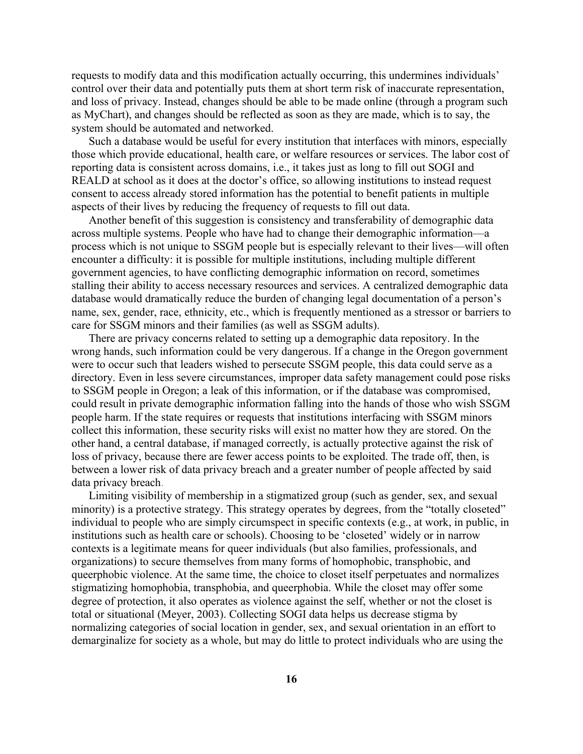requests to modify data and this modification actually occurring, this undermines individuals' control over their data and potentially puts them at short term risk of inaccurate representation, and loss of privacy. Instead, changes should be able to be made online (through a program such as MyChart), and changes should be reflected as soon as they are made, which is to say, the system should be automated and networked.

Such a database would be useful for every institution that interfaces with minors, especially those which provide educational, health care, or welfare resources or services. The labor cost of reporting data is consistent across domains, i.e., it takes just as long to fill out SOGI and REALD at school as it does at the doctor's office, so allowing institutions to instead request consent to access already stored information has the potential to benefit patients in multiple aspects of their lives by reducing the frequency of requests to fill out data.

Another benefit of this suggestion is consistency and transferability of demographic data across multiple systems. People who have had to change their demographic information—a process which is not unique to SSGM people but is especially relevant to their lives—will often encounter a difficulty: it is possible for multiple institutions, including multiple different government agencies, to have conflicting demographic information on record, sometimes stalling their ability to access necessary resources and services. A centralized demographic data database would dramatically reduce the burden of changing legal documentation of a person's name, sex, gender, race, ethnicity, etc., which is frequently mentioned as a stressor or barriers to care for SSGM minors and their families (as well as SSGM adults).

There are privacy concerns related to setting up a demographic data repository. In the wrong hands, such information could be very dangerous. If a change in the Oregon government were to occur such that leaders wished to persecute SSGM people, this data could serve as a directory. Even in less severe circumstances, improper data safety management could pose risks to SSGM people in Oregon; a leak of this information, or if the database was compromised, could result in private demographic information falling into the hands of those who wish SSGM people harm. If the state requires or requests that institutions interfacing with SSGM minors collect this information, these security risks will exist no matter how they are stored. On the other hand, a central database, if managed correctly, is actually protective against the risk of loss of privacy, because there are fewer access points to be exploited. The trade off, then, is between a lower risk of data privacy breach and a greater number of people affected by said data privacy breach.

Limiting visibility of membership in a stigmatized group (such as gender, sex, and sexual minority) is a protective strategy. This strategy operates by degrees, from the "totally closeted" individual to people who are simply circumspect in specific contexts (e.g., at work, in public, in institutions such as health care or schools). Choosing to be 'closeted' widely or in narrow contexts is a legitimate means for queer individuals (but also families, professionals, and organizations) to secure themselves from many forms of homophobic, transphobic, and queerphobic violence. At the same time, the choice to closet itself perpetuates and normalizes stigmatizing homophobia, transphobia, and queerphobia. While the closet may offer some degree of protection, it also operates as violence against the self, whether or not the closet is total or situational (Meyer, 2003). Collecting SOGI data helps us decrease stigma by normalizing categories of social location in gender, sex, and sexual orientation in an effort to demarginalize for society as a whole, but may do little to protect individuals who are using the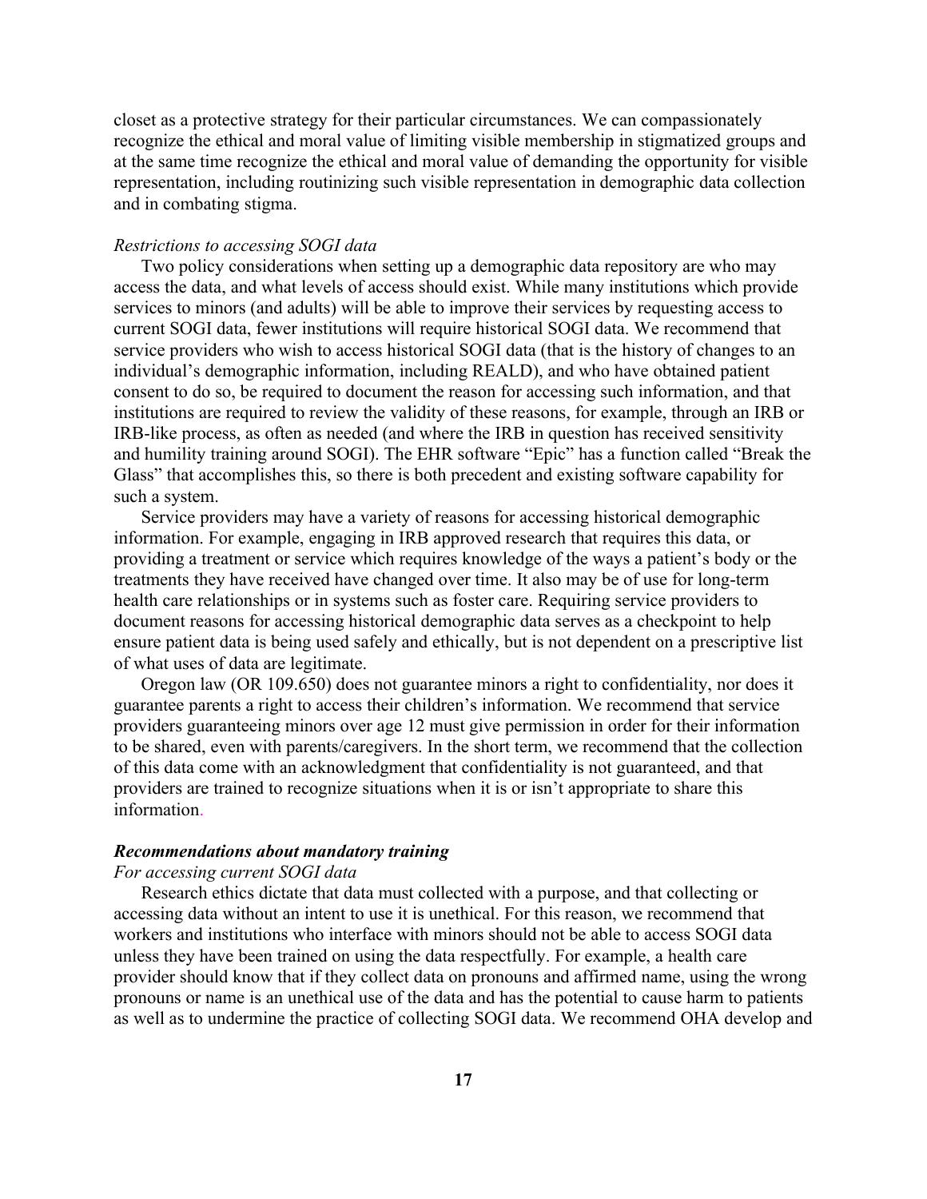closet as a protective strategy for their particular circumstances. We can compassionately recognize the ethical and moral value of limiting visible membership in stigmatized groups and at the same time recognize the ethical and moral value of demanding the opportunity for visible representation, including routinizing such visible representation in demographic data collection and in combating stigma.

*Restrictions to accessing SOGI data*

Two policy considerations when setting up a demographic data repository are who may access the data, and what levels of access should exist. While many institutions which provide services to minors (and adults) will be able to improve their services by requesting access to current SOGI data, fewer institutions will require historical SOGI data. We recommend that service providers who wish to access historical SOGI data (that is the history of changes to an individual's demographic information, including REALD), and who have obtained patient consent to do so, be required to document the reason for accessing such information, and that institutions are required to review the validity of these reasons, for example, through an IRB or IRB-like process, as often as needed (and where the IRB in question has received sensitivity and humility training around SOGI). The EHR software "Epic" has a function called "Break the Glass" that accomplishes this, so there is both precedent and existing software capability for such a system.

Service providers may have a variety of reasons for accessing historical demographic information. For example, engaging in IRB approved research that requires this data, or providing a treatment or service which requires knowledge of the ways a patient's body or the treatments they have received have changed over time. It also may be of use for long-term health care relationships or in systems such as foster care. Requiring service providers to document reasons for accessing historical demographic data serves as a checkpoint to help ensure patient data is being used safely and ethically, but is not dependent on a prescriptive list of what uses of data are legitimate.

Oregon law (OR 109.650) does not guarantee minors a right to confidentiality, nor does it guarantee parents a right to access their children's information. We recommend that service providers guaranteeing minors over age 12 must give permission in order for their information to be shared, even with parents/caregivers. In the short term, we recommend that the collection of this data come with an acknowledgment that confidentiality is not guaranteed, and that providers are trained to recognize situations when it is or isn't appropriate to share this information.

***Recommendations about mandatory training***

*For accessing current SOGI data*

Research ethics dictate that data must collected with a purpose, and that collecting or accessing data without an intent to use it is unethical. For this reason, we recommend that workers and institutions who interface with minors should not be able to access SOGI data unless they have been trained on using the data respectfully. For example, a health care provider should know that if they collect data on pronouns and affirmed name, using the wrong pronouns or name is an unethical use of the data and has the potential to cause harm to patients as well as to undermine the practice of collecting SOGI data. We recommend OHA develop and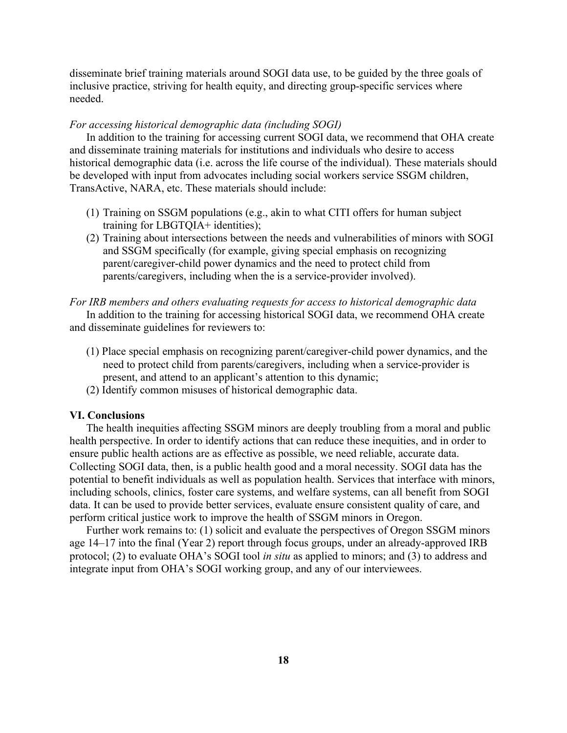disseminate brief training materials around SOGI data use, to be guided by the three goals of inclusive practice, striving for health equity, and directing group-specific services where needed.

*For accessing historical demographic data (including SOGI)*

In addition to the training for accessing current SOGI data, we recommend that OHA create and disseminate training materials for institutions and individuals who desire to access historical demographic data (i.e. across the life course of the individual). These materials should be developed with input from advocates including social workers service SSGM children, TransActive, NARA, etc. These materials should include:

(1) Training on SSGM populations (e.g., akin to what CITI offers for human subject training for LBGTQIA+ identities);
(2) Training about intersections between the needs and vulnerabilities of minors with SOGI and SSGM specifically (for example, giving special emphasis on recognizing parent/caregiver-child power dynamics and the need to protect child from parents/caregivers, including when the is a service-provider involved).

*For IRB members and others evaluating requests for access to historical demographic data*

In addition to the training for accessing historical SOGI data, we recommend OHA create and disseminate guidelines for reviewers to:

(1) Place special emphasis on recognizing parent/caregiver-child power dynamics, and the need to protect child from parents/caregivers, including when a service-provider is present, and attend to an applicant's attention to this dynamic;
(2) Identify common misuses of historical demographic data.

## VI. Conclusions

The health inequities affecting SSGM minors are deeply troubling from a moral and public health perspective. In order to identify actions that can reduce these inequities, and in order to ensure public health actions are as effective as possible, we need reliable, accurate data. Collecting SOGI data, then, is a public health good and a moral necessity. SOGI data has the potential to benefit individuals as well as population health. Services that interface with minors, including schools, clinics, foster care systems, and welfare systems, can all benefit from SOGI data. It can be used to provide better services, evaluate ensure consistent quality of care, and perform critical justice work to improve the health of SSGM minors in Oregon.

Further work remains to: (1) solicit and evaluate the perspectives of Oregon SSGM minors age 14–17 into the final (Year 2) report through focus groups, under an already-approved IRB protocol; (2) to evaluate OHA's SOGI tool *in situ* as applied to minors; and (3) to address and integrate input from OHA's SOGI working group, and any of our interviewees.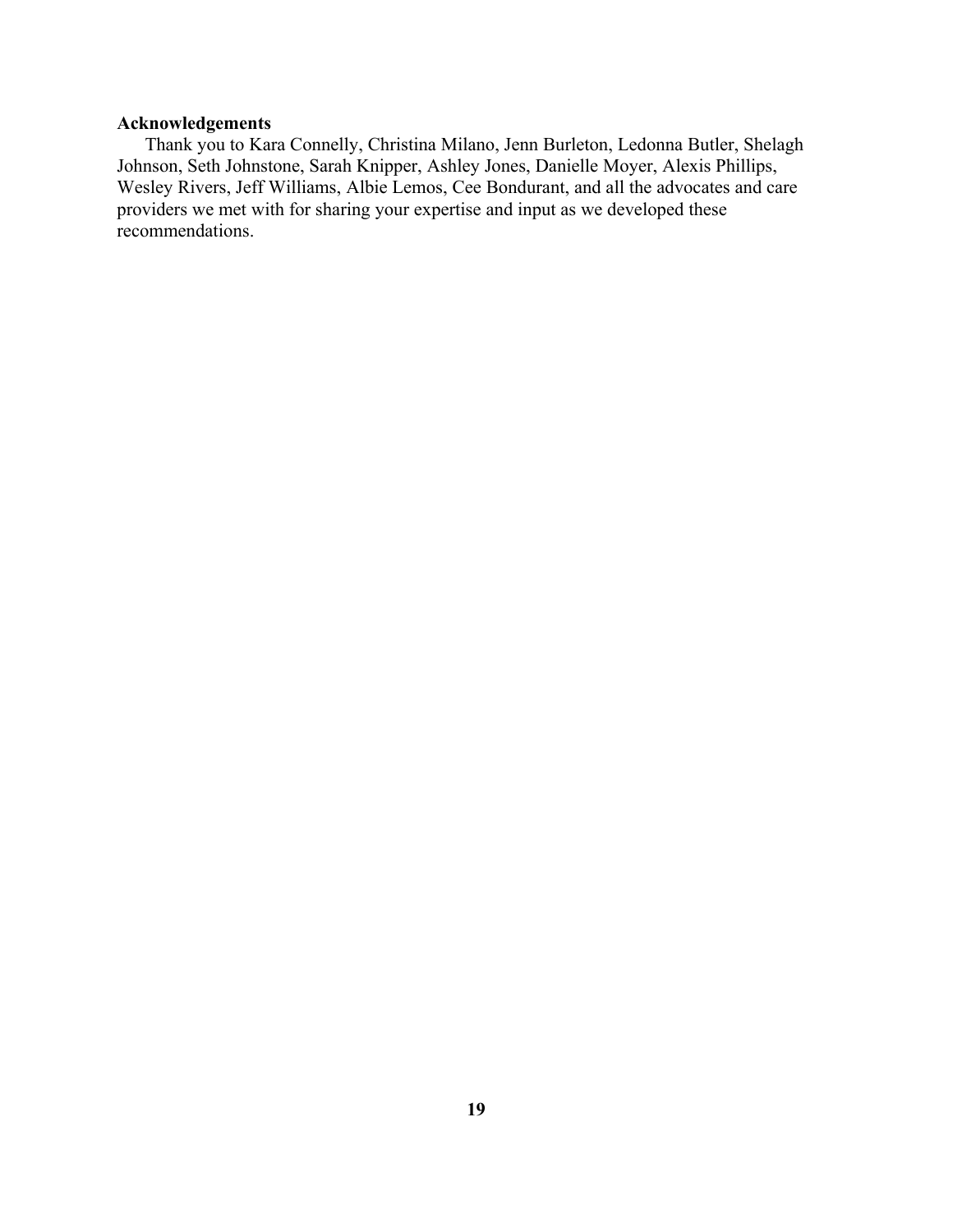**Acknowledgements**

Thank you to Kara Connelly, Christina Milano, Jenn Burleton, Ledonna Butler, Shelagh Johnson, Seth Johnstone, Sarah Knipper, Ashley Jones, Danielle Moyer, Alexis Phillips, Wesley Rivers, Jeff Williams, Albie Lemos, Cee Bondurant, and all the advocates and care providers we met with for sharing your expertise and input as we developed these recommendations.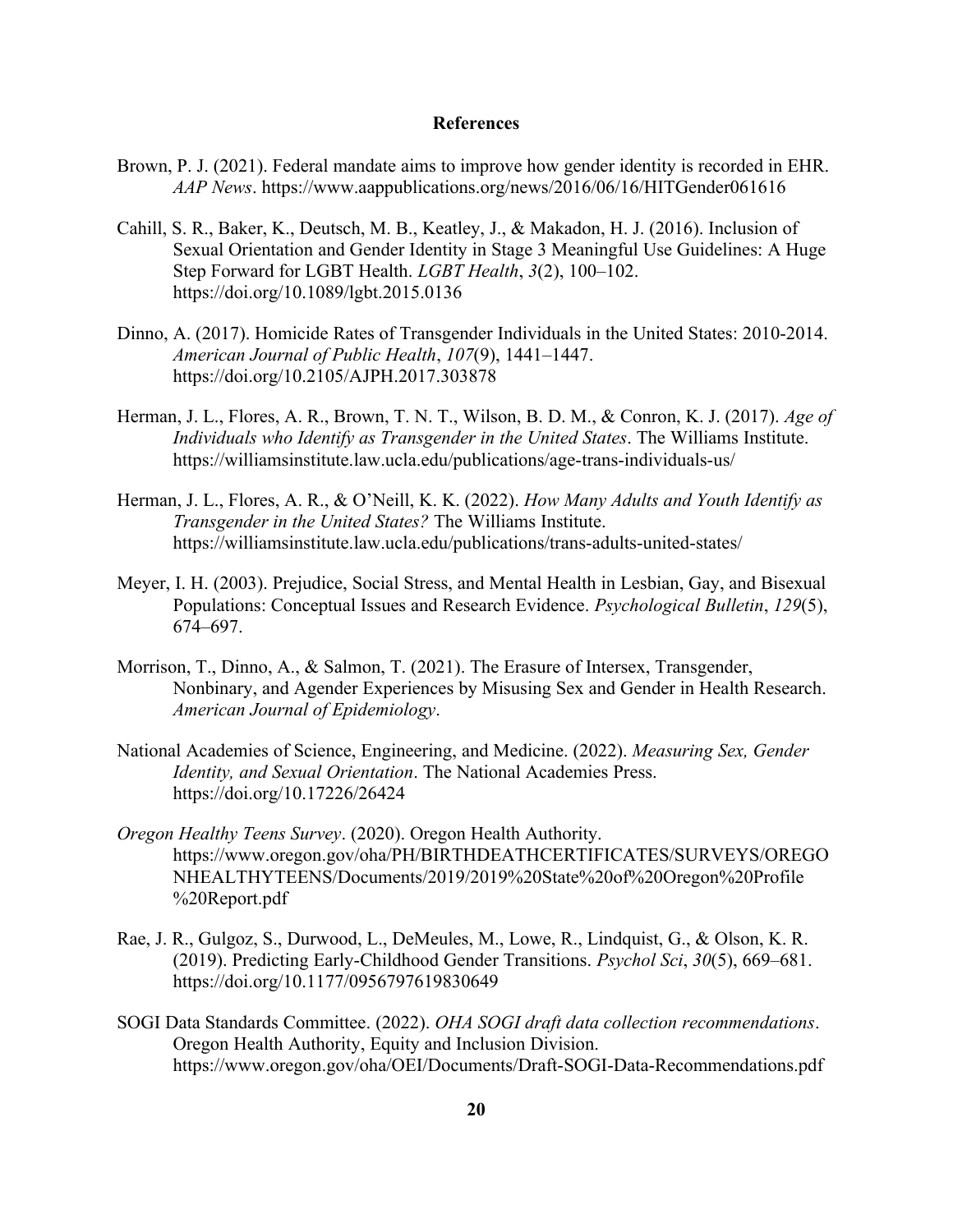## References

Brown, P. J. (2021). Federal mandate aims to improve how gender identity is recorded in EHR. *AAP News*. https://www.aappublications.org/news/2016/06/16/HITGender061616

Cahill, S. R., Baker, K., Deutsch, M. B., Keatley, J., & Makadon, H. J. (2016). Inclusion of Sexual Orientation and Gender Identity in Stage 3 Meaningful Use Guidelines: A Huge Step Forward for LGBT Health. *LGBT Health*, *3*(2), 100–102. https://doi.org/10.1089/lgbt.2015.0136

Dinno, A. (2017). Homicide Rates of Transgender Individuals in the United States: 2010-2014. *American Journal of Public Health*, *107*(9), 1441–1447. https://doi.org/10.2105/AJPH.2017.303878

Herman, J. L., Flores, A. R., Brown, T. N. T., Wilson, B. D. M., & Conron, K. J. (2017). *Age of Individuals who Identify as Transgender in the United States*. The Williams Institute. https://williamsinstitute.law.ucla.edu/publications/age-trans-individuals-us/

Herman, J. L., Flores, A. R., & O'Neill, K. K. (2022). *How Many Adults and Youth Identify as Transgender in the United States?* The Williams Institute. https://williamsinstitute.law.ucla.edu/publications/trans-adults-united-states/

Meyer, I. H. (2003). Prejudice, Social Stress, and Mental Health in Lesbian, Gay, and Bisexual Populations: Conceptual Issues and Research Evidence. *Psychological Bulletin*, *129*(5), 674–697.

Morrison, T., Dinno, A., & Salmon, T. (2021). The Erasure of Intersex, Transgender, Nonbinary, and Agender Experiences by Misusing Sex and Gender in Health Research. *American Journal of Epidemiology*.

National Academies of Science, Engineering, and Medicine. (2022). *Measuring Sex, Gender Identity, and Sexual Orientation*. The National Academies Press. https://doi.org/10.17226/26424

*Oregon Healthy Teens Survey*. (2020). Oregon Health Authority. https://www.oregon.gov/oha/PH/BIRTHDEATHCERTIFICATES/SURVEYS/OREGONHEALTHYTEENS/Documents/2019/2019%20State%20of%20Oregon%20Profile%20Report.pdf

Rae, J. R., Gulgoz, S., Durwood, L., DeMeules, M., Lowe, R., Lindquist, G., & Olson, K. R. (2019). Predicting Early-Childhood Gender Transitions. *Psychol Sci*, *30*(5), 669–681. https://doi.org/10.1177/0956797619830649

SOGI Data Standards Committee. (2022). *OHA SOGI draft data collection recommendations*. Oregon Health Authority, Equity and Inclusion Division. https://www.oregon.gov/oha/OEI/Documents/Draft-SOGI-Data-Recommendations.pdf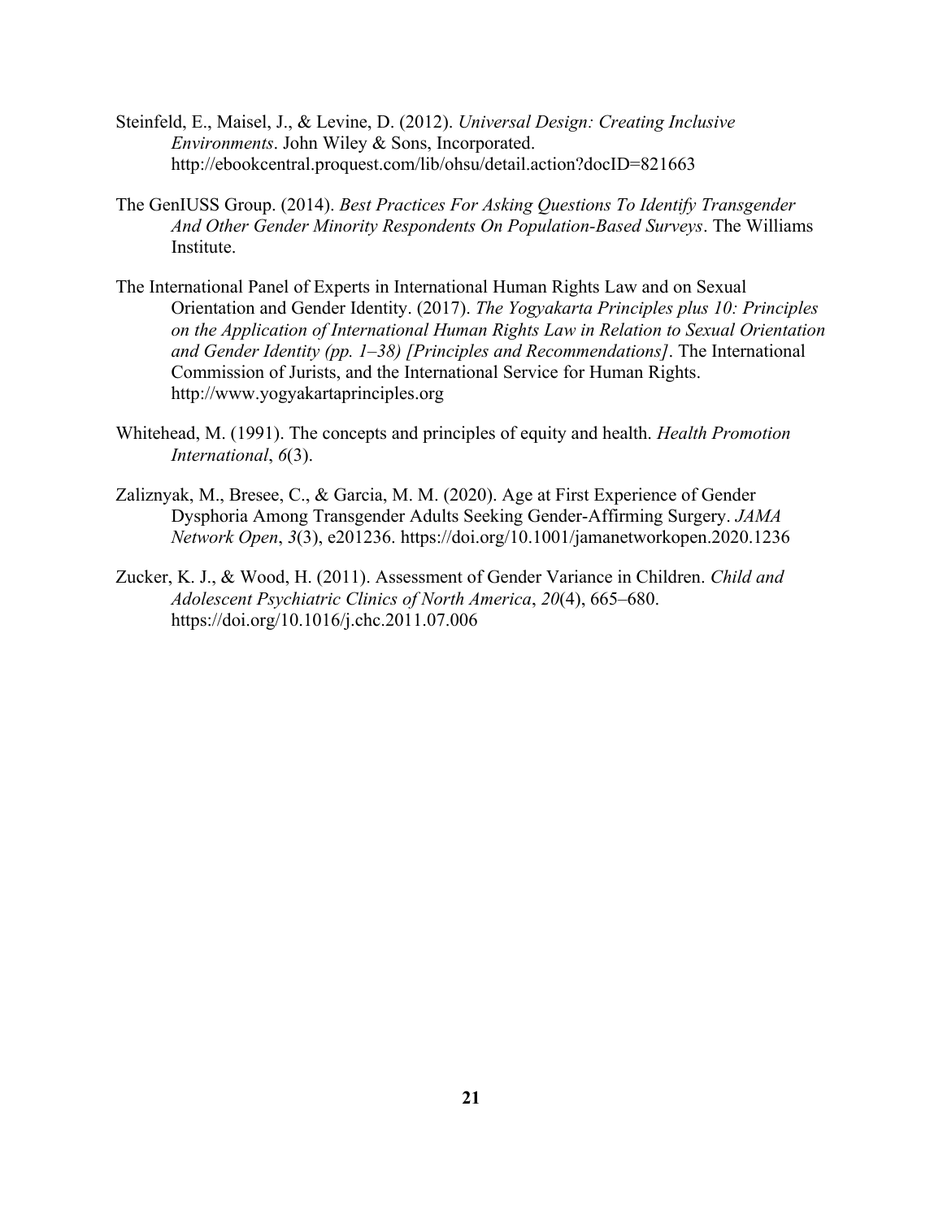Steinfeld, E., Maisel, J., & Levine, D. (2012). *Universal Design: Creating Inclusive Environments*. John Wiley & Sons, Incorporated. http://ebookcentral.proquest.com/lib/ohsu/detail.action?docID=821663

The GenIUSS Group. (2014). *Best Practices For Asking Questions To Identify Transgender And Other Gender Minority Respondents On Population-Based Surveys*. The Williams Institute.

The International Panel of Experts in International Human Rights Law and on Sexual Orientation and Gender Identity. (2017). *The Yogyakarta Principles plus 10: Principles on the Application of International Human Rights Law in Relation to Sexual Orientation and Gender Identity (pp. 1–38) [Principles and Recommendations]*. The International Commission of Jurists, and the International Service for Human Rights. http://www.yogyakartaprinciples.org

Whitehead, M. (1991). The concepts and principles of equity and health. *Health Promotion International*, *6*(3).

Zaliznyak, M., Bresee, C., & Garcia, M. M. (2020). Age at First Experience of Gender Dysphoria Among Transgender Adults Seeking Gender-Affirming Surgery. *JAMA Network Open*, *3*(3), e201236. https://doi.org/10.1001/jamanetworkopen.2020.1236

Zucker, K. J., & Wood, H. (2011). Assessment of Gender Variance in Children. *Child and Adolescent Psychiatric Clinics of North America*, *20*(4), 665–680. https://doi.org/10.1016/j.chc.2011.07.006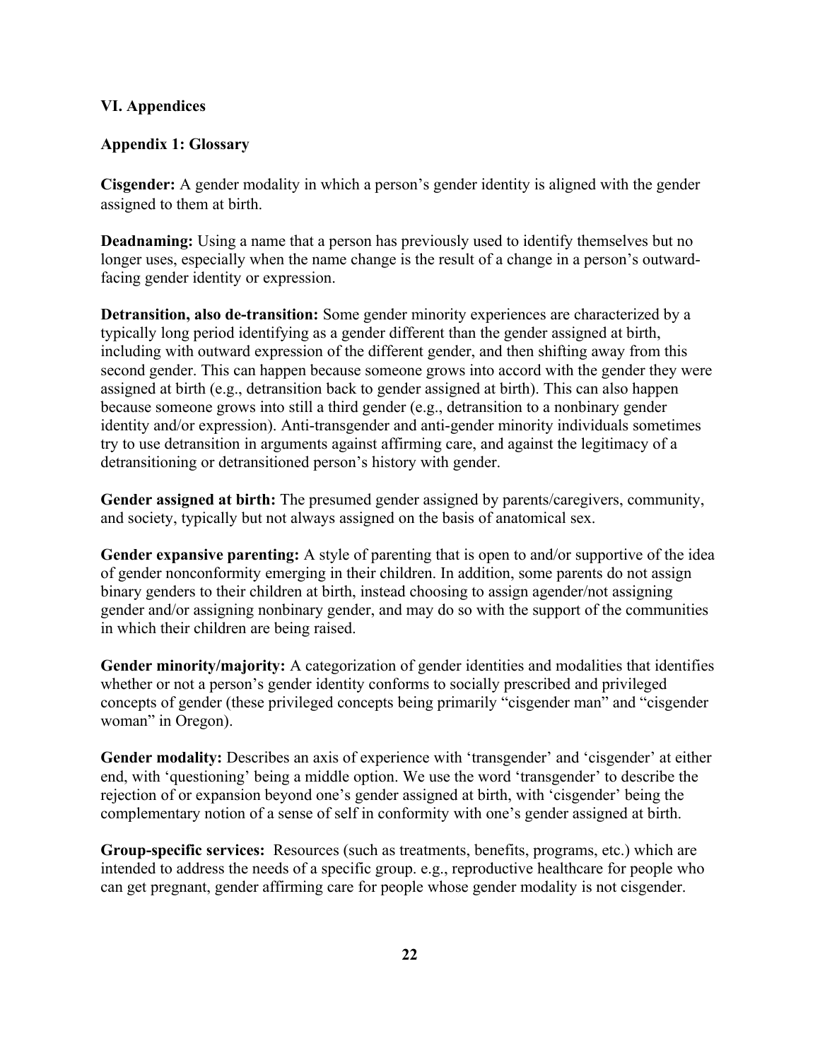## VI. Appendices

### Appendix 1: Glossary

**Cisgender:** A gender modality in which a person's gender identity is aligned with the gender assigned to them at birth.

**Deadnaming:** Using a name that a person has previously used to identify themselves but no longer uses, especially when the name change is the result of a change in a person's outward-facing gender identity or expression.

**Detransition, also de-transition:** Some gender minority experiences are characterized by a typically long period identifying as a gender different than the gender assigned at birth, including with outward expression of the different gender, and then shifting away from this second gender. This can happen because someone grows into accord with the gender they were assigned at birth (e.g., detransition back to gender assigned at birth). This can also happen because someone grows into still a third gender (e.g., detransition to a nonbinary gender identity and/or expression). Anti-transgender and anti-gender minority individuals sometimes try to use detransition in arguments against affirming care, and against the legitimacy of a detransitioning or detransitioned person's history with gender.

**Gender assigned at birth:** The presumed gender assigned by parents/caregivers, community, and society, typically but not always assigned on the basis of anatomical sex.

**Gender expansive parenting:** A style of parenting that is open to and/or supportive of the idea of gender nonconformity emerging in their children. In addition, some parents do not assign binary genders to their children at birth, instead choosing to assign agender/not assigning gender and/or assigning nonbinary gender, and may do so with the support of the communities in which their children are being raised.

**Gender minority/majority:** A categorization of gender identities and modalities that identifies whether or not a person's gender identity conforms to socially prescribed and privileged concepts of gender (these privileged concepts being primarily "cisgender man" and "cisgender woman" in Oregon).

**Gender modality:** Describes an axis of experience with 'transgender' and 'cisgender' at either end, with 'questioning' being a middle option. We use the word 'transgender' to describe the rejection of or expansion beyond one's gender assigned at birth, with 'cisgender' being the complementary notion of a sense of self in conformity with one's gender assigned at birth.

**Group-specific services:** Resources (such as treatments, benefits, programs, etc.) which are intended to address the needs of a specific group. e.g., reproductive healthcare for people who can get pregnant, gender affirming care for people whose gender modality is not cisgender.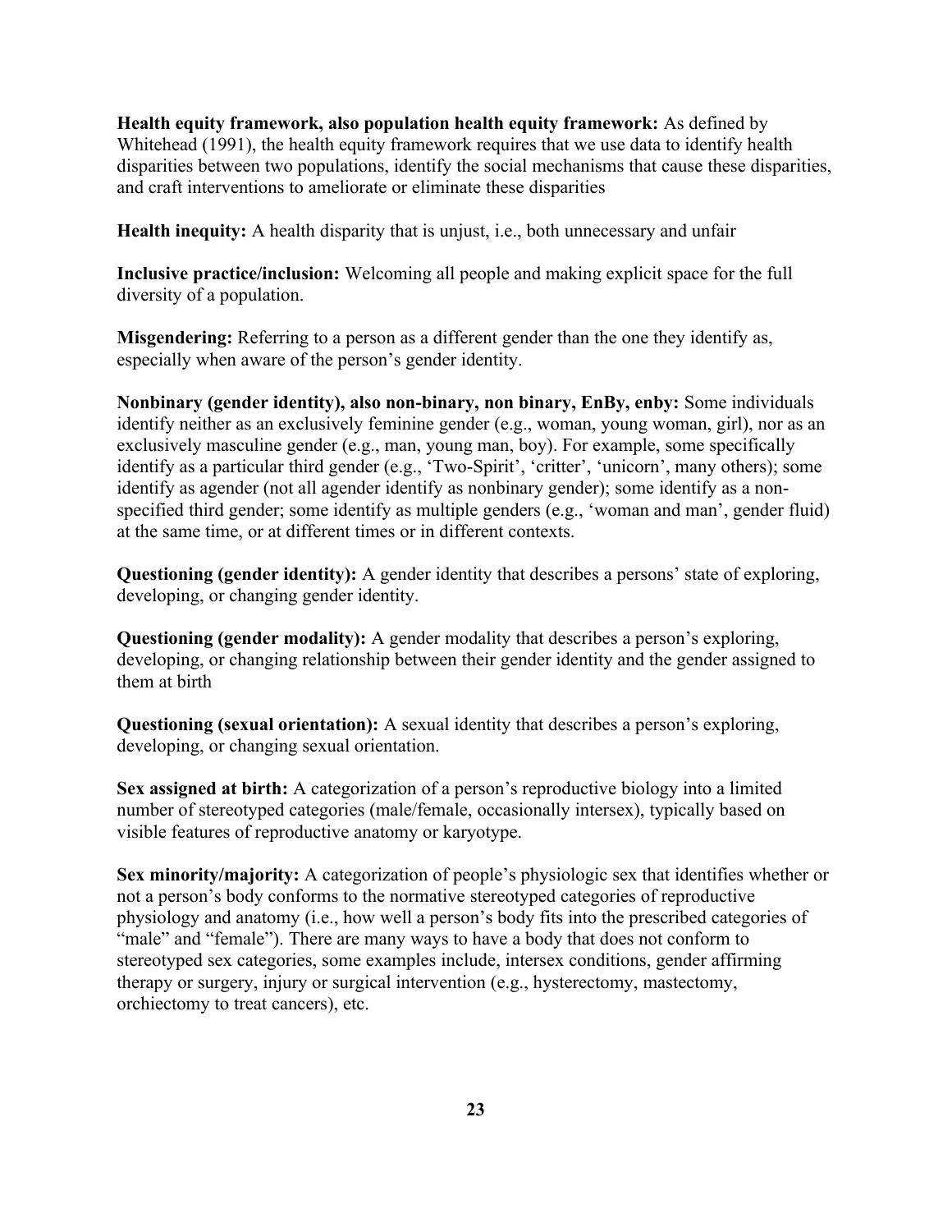**Health equity framework, also population health equity framework:** As defined by Whitehead (1991), the health equity framework requires that we use data to identify health disparities between two populations, identify the social mechanisms that cause these disparities, and craft interventions to ameliorate or eliminate these disparities

**Health inequity:** A health disparity that is unjust, i.e., both unnecessary and unfair

**Inclusive practice/inclusion:** Welcoming all people and making explicit space for the full diversity of a population.

**Misgendering:** Referring to a person as a different gender than the one they identify as, especially when aware of the person's gender identity.

**Nonbinary (gender identity), also non-binary, non binary, EnBy, enby:** Some individuals identify neither as an exclusively feminine gender (e.g., woman, young woman, girl), nor as an exclusively masculine gender (e.g., man, young man, boy). For example, some specifically identify as a particular third gender (e.g., 'Two-Spirit', 'critter', 'unicorn', many others); some identify as agender (not all agender identify as nonbinary gender); some identify as a non-specified third gender; some identify as multiple genders (e.g., 'woman and man', gender fluid) at the same time, or at different times or in different contexts.

**Questioning (gender identity):** A gender identity that describes a persons' state of exploring, developing, or changing gender identity.

**Questioning (gender modality):** A gender modality that describes a person's exploring, developing, or changing relationship between their gender identity and the gender assigned to them at birth

**Questioning (sexual orientation):** A sexual identity that describes a person's exploring, developing, or changing sexual orientation.

**Sex assigned at birth:** A categorization of a person's reproductive biology into a limited number of stereotyped categories (male/female, occasionally intersex), typically based on visible features of reproductive anatomy or karyotype.

**Sex minority/majority:** A categorization of people's physiologic sex that identifies whether or not a person's body conforms to the normative stereotyped categories of reproductive physiology and anatomy (i.e., how well a person's body fits into the prescribed categories of "male" and "female"). There are many ways to have a body that does not conform to stereotyped sex categories, some examples include, intersex conditions, gender affirming therapy or surgery, injury or surgical intervention (e.g., hysterectomy, mastectomy, orchiectomy to treat cancers), etc.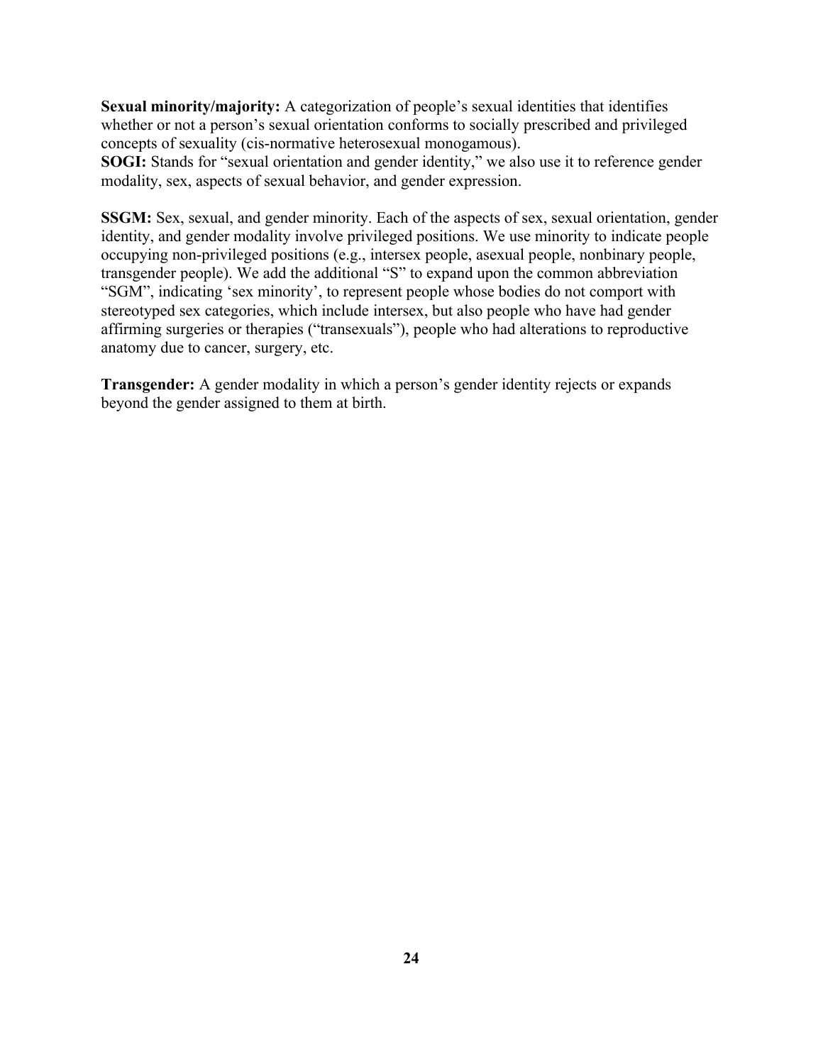**Sexual minority/majority:** A categorization of people's sexual identities that identifies whether or not a person's sexual orientation conforms to socially prescribed and privileged concepts of sexuality (cis-normative heterosexual monogamous).
**SOGI:** Stands for "sexual orientation and gender identity," we also use it to reference gender modality, sex, aspects of sexual behavior, and gender expression.

**SSGM:** Sex, sexual, and gender minority. Each of the aspects of sex, sexual orientation, gender identity, and gender modality involve privileged positions. We use minority to indicate people occupying non-privileged positions (e.g., intersex people, asexual people, nonbinary people, transgender people). We add the additional "S" to expand upon the common abbreviation "SGM", indicating 'sex minority', to represent people whose bodies do not comport with stereotyped sex categories, which include intersex, but also people who have had gender affirming surgeries or therapies ("transexuals"), people who had alterations to reproductive anatomy due to cancer, surgery, etc.

**Transgender:** A gender modality in which a person's gender identity rejects or expands beyond the gender assigned to them at birth.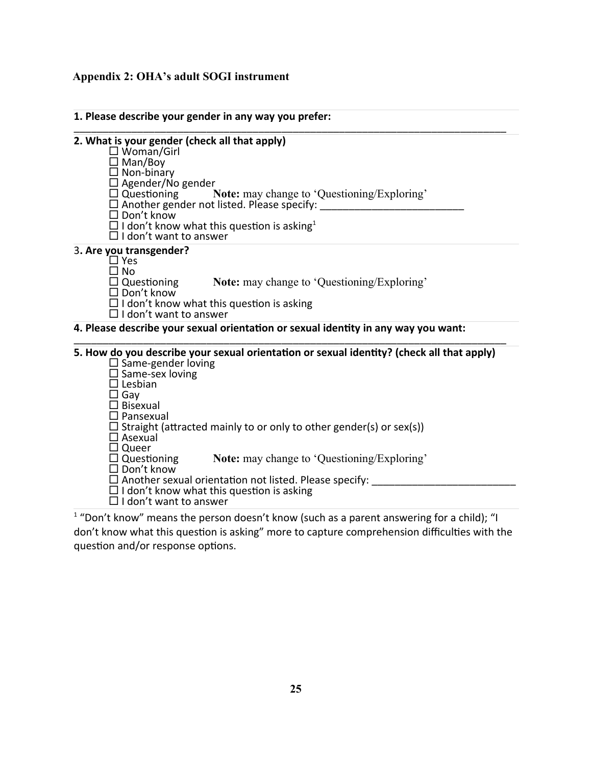## Appendix 2: OHA's adult SOGI instrument

**1. Please describe your gender in any way you prefer:**

______________________________________________________________________________

**2. What is your gender (check all that apply)**

- ☐ Woman/Girl
- ☐ Man/Boy
- ☐ Non-binary
- ☐ Agender/No gender
- ☐ Questioning **Note:** may change to 'Questioning/Exploring'
- ☐ Another gender not listed. Please specify: _________________________
- ☐ Don't know
- ☐ I don't know what this question is asking[1]
- ☐ I don't want to answer

3**. Are you transgender?**

- ☐ Yes
- ☐ No
- ☐ Questioning **Note:** may change to 'Questioning/Exploring'
- ☐ Don't know
- ☐ I don't know what this question is asking
- ☐ I don't want to answer

**4. Please describe your sexual orientation or sexual identity in any way you want:**

______________________________________________________________________________

**5. How do you describe your sexual orientation or sexual identity? (check all that apply)**

- ☐ Same-gender loving
- ☐ Same-sex loving
- ☐ Lesbian
- ☐ Gay
- ☐ Bisexual
- ☐ Pansexual
- ☐ Straight (attracted mainly to or only to other gender(s) or sex(s))
- ☐ Asexual
- ☐ Queer
- ☐ Questioning **Note:** may change to 'Questioning/Exploring'
- ☐ Don't know
- ☐ Another sexual orientation not listed. Please specify: _________________________
- ☐ I don't know what this question is asking
- ☐ I don't want to answer

[1] "Don't know" means the person doesn't know (such as a parent answering for a child); "I don't know what this question is asking" more to capture comprehension difficulties with the question and/or response options.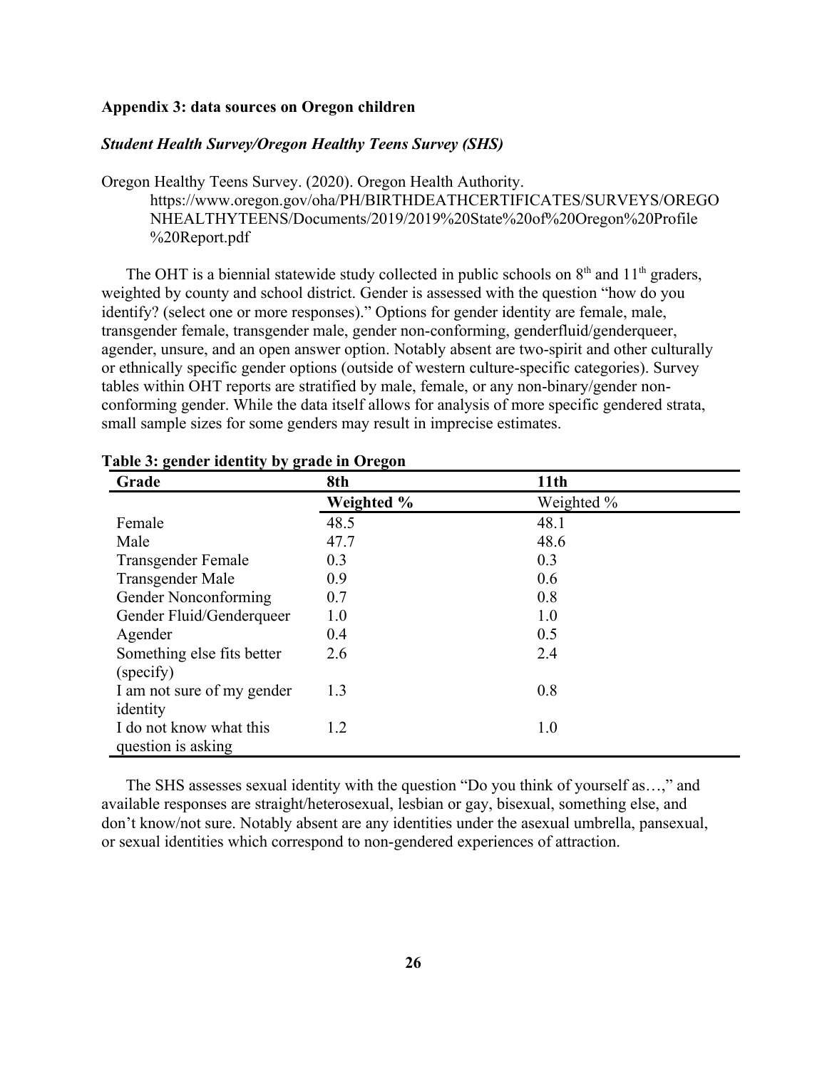### Appendix 3: data sources on Oregon children

#### *Student Health Survey/Oregon Healthy Teens Survey (SHS)*

Oregon Healthy Teens Survey. (2020). Oregon Health Authority. https://www.oregon.gov/oha/PH/BIRTHDEATHCERTIFICATES/SURVEYS/OREGONHEALTHYTEENS/Documents/2019/2019%20State%20of%20Oregon%20Profile%20Report.pdf

The OHT is a biennial statewide study collected in public schools on 8th and 11th graders, weighted by county and school district. Gender is assessed with the question "how do you identify? (select one or more responses)." Options for gender identity are female, male, transgender female, transgender male, gender non-conforming, genderfluid/genderqueer, agender, unsure, and an open answer option. Notably absent are two-spirit and other culturally or ethnically specific gender options (outside of western culture-specific categories). Survey tables within OHT reports are stratified by male, female, or any non-binary/gender non-conforming gender. While the data itself allows for analysis of more specific gendered strata, small sample sizes for some genders may result in imprecise estimates.

**Table 3: gender identity by grade in Oregon**

| Grade | 8th | 11th |
|---|---|---|
| | **Weighted %** | Weighted % |
| Female | 48.5 | 48.1 |
| Male | 47.7 | 48.6 |
| Transgender Female | 0.3 | 0.3 |
| Transgender Male | 0.9 | 0.6 |
| Gender Nonconforming | 0.7 | 0.8 |
| Gender Fluid/Genderqueer | 1.0 | 1.0 |
| Agender | 0.4 | 0.5 |
| Something else fits better (specify) | 2.6 | 2.4 |
| I am not sure of my gender identity | 1.3 | 0.8 |
| I do not know what this question is asking | 1.2 | 1.0 |

The SHS assesses sexual identity with the question "Do you think of yourself as…," and available responses are straight/heterosexual, lesbian or gay, bisexual, something else, and don't know/not sure. Notably absent are any identities under the asexual umbrella, pansexual, or sexual identities which correspond to non-gendered experiences of attraction.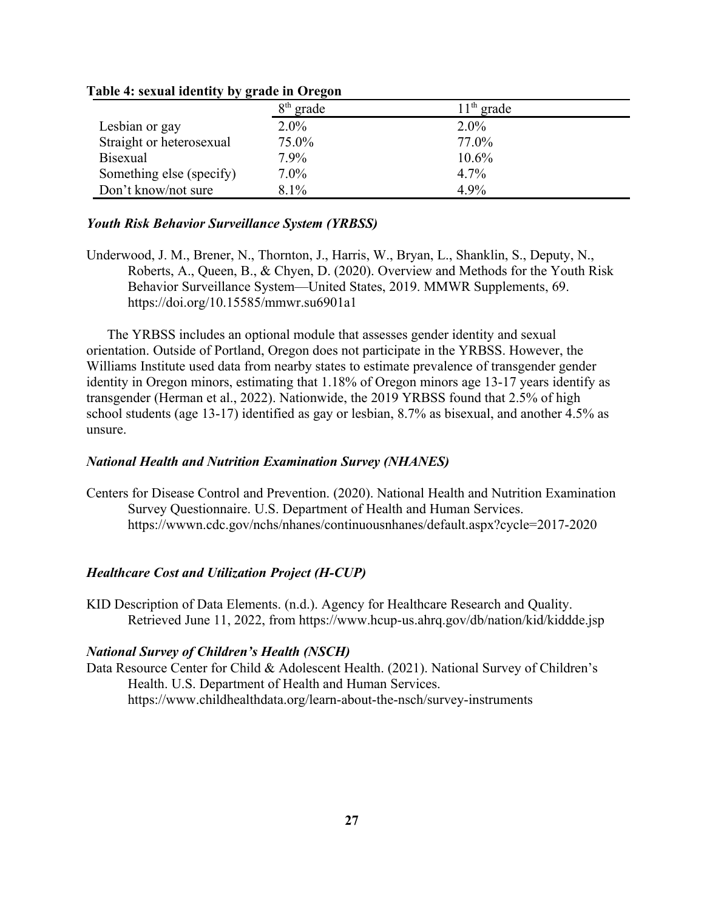**Table 4: sexual identity by grade in Oregon**

| | 8th grade | 11th grade |
|---|---|---|
| Lesbian or gay | 2.0% | 2.0% |
| Straight or heterosexual | 75.0% | 77.0% |
| Bisexual | 7.9% | 10.6% |
| Something else (specify) | 7.0% | 4.7% |
| Don't know/not sure | 8.1% | 4.9% |

### *Youth Risk Behavior Surveillance System (YRBSS)*

Underwood, J. M., Brener, N., Thornton, J., Harris, W., Bryan, L., Shanklin, S., Deputy, N., Roberts, A., Queen, B., & Chyen, D. (2020). Overview and Methods for the Youth Risk Behavior Surveillance System—United States, 2019. MMWR Supplements, 69. https://doi.org/10.15585/mmwr.su6901a1

The YRBSS includes an optional module that assesses gender identity and sexual orientation. Outside of Portland, Oregon does not participate in the YRBSS. However, the Williams Institute used data from nearby states to estimate prevalence of transgender gender identity in Oregon minors, estimating that 1.18% of Oregon minors age 13-17 years identify as transgender (Herman et al., 2022). Nationwide, the 2019 YRBSS found that 2.5% of high school students (age 13-17) identified as gay or lesbian, 8.7% as bisexual, and another 4.5% as unsure.

### *National Health and Nutrition Examination Survey (NHANES)*

Centers for Disease Control and Prevention. (2020). National Health and Nutrition Examination Survey Questionnaire. U.S. Department of Health and Human Services. https://wwwn.cdc.gov/nchs/nhanes/continuousnhanes/default.aspx?cycle=2017-2020

### *Healthcare Cost and Utilization Project (H-CUP)*

KID Description of Data Elements. (n.d.). Agency for Healthcare Research and Quality. Retrieved June 11, 2022, from https://www.hcup-us.ahrq.gov/db/nation/kid/kiddde.jsp

### *National Survey of Children's Health (NSCH)*

Data Resource Center for Child & Adolescent Health. (2021). National Survey of Children's Health. U.S. Department of Health and Human Services. https://www.childhealthdata.org/learn-about-the-nsch/survey-instruments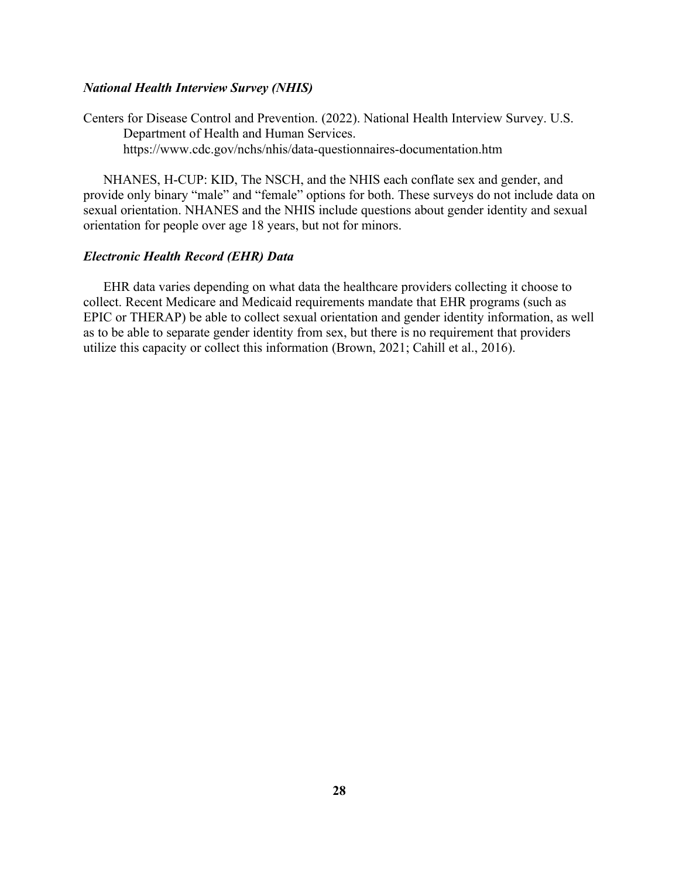### *National Health Interview Survey (NHIS)*

Centers for Disease Control and Prevention. (2022). National Health Interview Survey. U.S. Department of Health and Human Services. https://www.cdc.gov/nchs/nhis/data-questionnaires-documentation.htm

NHANES, H-CUP: KID, The NSCH, and the NHIS each conflate sex and gender, and provide only binary "male" and "female" options for both. These surveys do not include data on sexual orientation. NHANES and the NHIS include questions about gender identity and sexual orientation for people over age 18 years, but not for minors.

### *Electronic Health Record (EHR) Data*

EHR data varies depending on what data the healthcare providers collecting it choose to collect. Recent Medicare and Medicaid requirements mandate that EHR programs (such as EPIC or THERAP) be able to collect sexual orientation and gender identity information, as well as to be able to separate gender identity from sex, but there is no requirement that providers utilize this capacity or collect this information (Brown, 2021; Cahill et al., 2016).